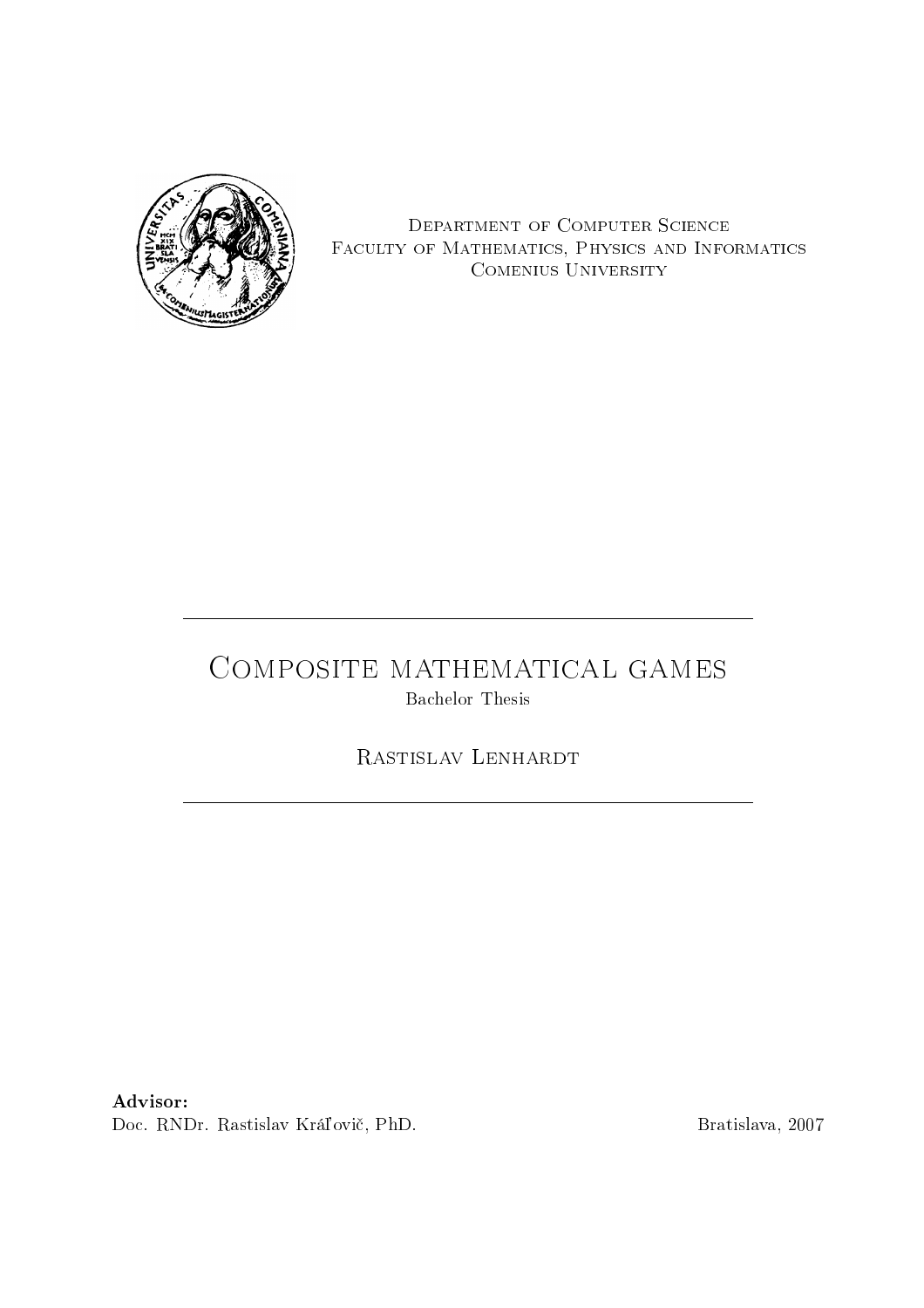Department of Computer Science
Faculty of Mathematics, Physics and Informatics
Comenius University

---

# Composite mathematical games

Bachelor Thesis

Rastislav Lenhardt

---

**Advisor:**
Doc. RNDr. Rastislav Kráľovič, PhD.

Bratislava, 2007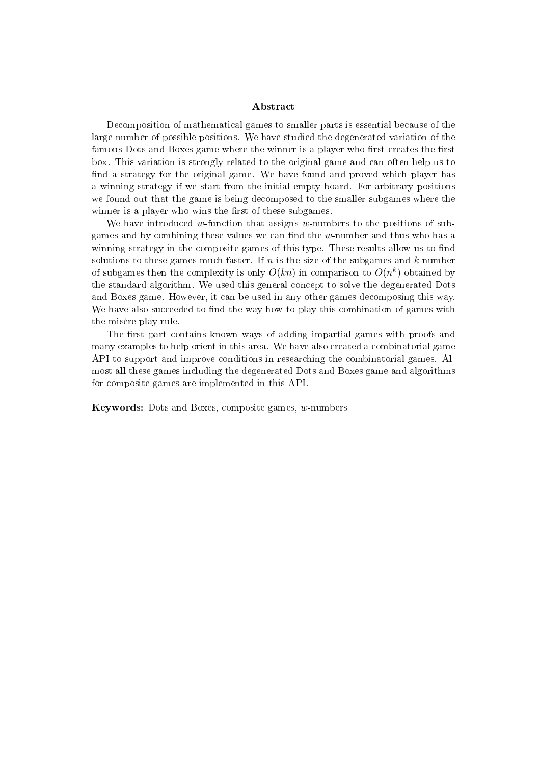## Abstract

Decomposition of mathematical games to smaller parts is essential because of the large number of possible positions. We have studied the degenerated variation of the famous Dots and Boxes game where the winner is a player who first creates the first box. This variation is strongly related to the original game and can often help us to find a strategy for the original game. We have found and proved which player has a winning strategy if we start from the initial empty board. For arbitrary positions we found out that the game is being decomposed to the smaller subgames where the winner is a player who wins the first of these subgames.

We have introduced $w$-function that assigns $w$-numbers to the positions of subgames and by combining these values we can find the $w$-number and thus who has a winning strategy in the composite games of this type. These results allow us to find solutions to these games much faster. If $n$ is the size of the subgames and $k$ number of subgames then the complexity is only $O(kn)$ in comparison to $O(n^k)$ obtained by the standard algorithm. We used this general concept to solve the degenerated Dots and Boxes game. However, it can be used in any other games decomposing this way. We have also succeeded to find the way how to play this combination of games with the misére play rule.

The first part contains known ways of adding impartial games with proofs and many examples to help orient in this area. We have also created a combinatorial game API to support and improve conditions in researching the combinatorial games. Almost all these games including the degenerated Dots and Boxes game and algorithms for composite games are implemented in this API.

**Keywords:** Dots and Boxes, composite games, $w$-numbers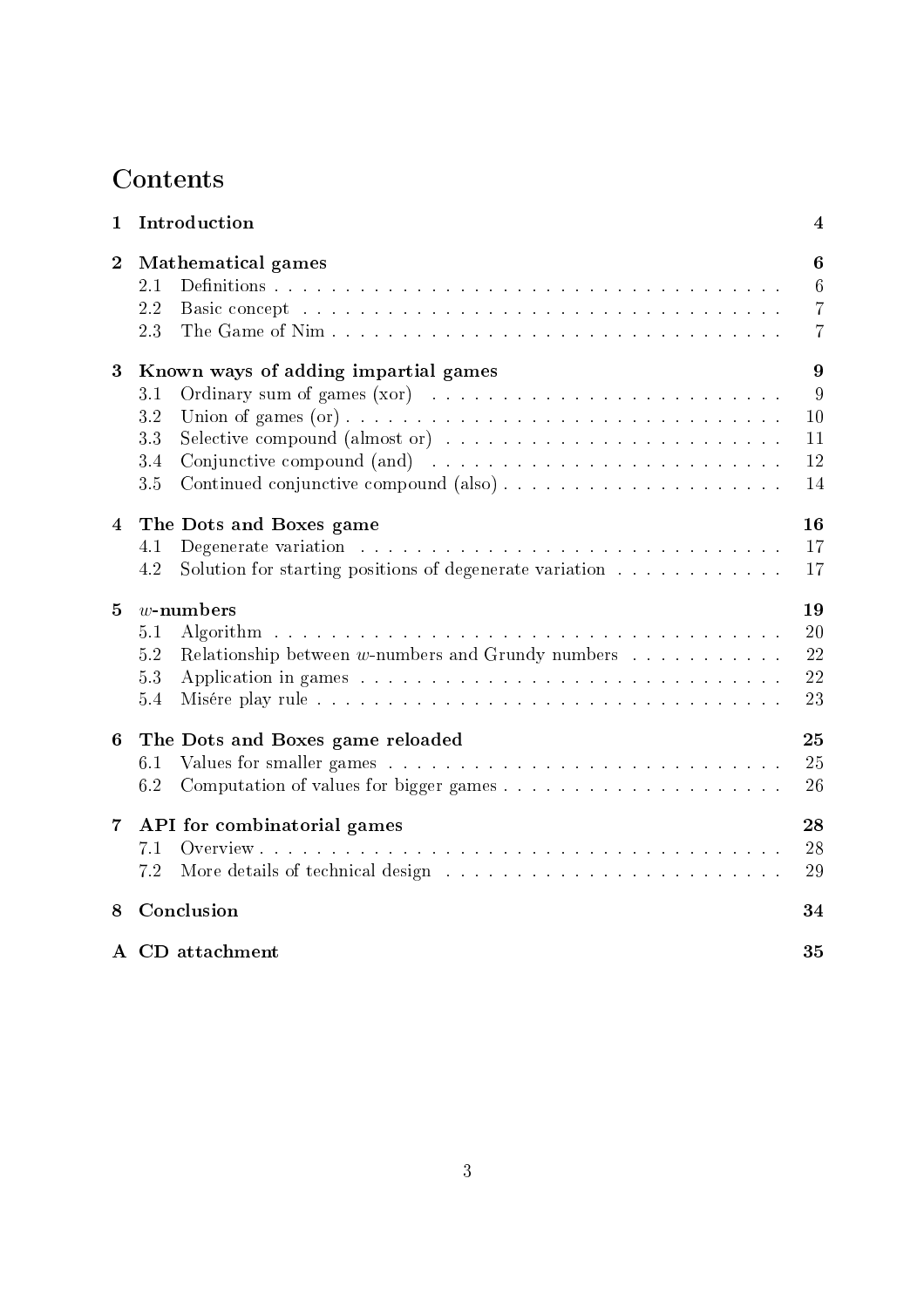# Contents

| | | |
|---|---|---|
| **1** | **Introduction** | **4** |
| **2** | **Mathematical games** | **6** |
| 2.1 | Definitions | 6 |
| 2.2 | Basic concept | 7 |
| 2.3 | The Game of Nim | 7 |
| **3** | **Known ways of adding impartial games** | **9** |
| 3.1 | Ordinary sum of games (xor) | 9 |
| 3.2 | Union of games (or) | 10 |
| 3.3 | Selective compound (almost or) | 11 |
| 3.4 | Conjunctive compound (and) | 12 |
| 3.5 | Continued conjunctive compound (also) | 14 |
| **4** | **The Dots and Boxes game** | **16** |
| 4.1 | Degenerate variation | 17 |
| 4.2 | Solution for starting positions of degenerate variation | 17 |
| **5** | ***w*-numbers** | **19** |
| 5.1 | Algorithm | 20 |
| 5.2 | Relationship between $w$-numbers and Grundy numbers | 22 |
| 5.3 | Application in games | 22 |
| 5.4 | Misére play rule | 23 |
| **6** | **The Dots and Boxes game reloaded** | **25** |
| 6.1 | Values for smaller games | 25 |
| 6.2 | Computation of values for bigger games | 26 |
| **7** | **API for combinatorial games** | **28** |
| 7.1 | Overview | 28 |
| 7.2 | More details of technical design | 29 |
| **8** | **Conclusion** | **34** |
| **A** | **CD attachment** | **35** |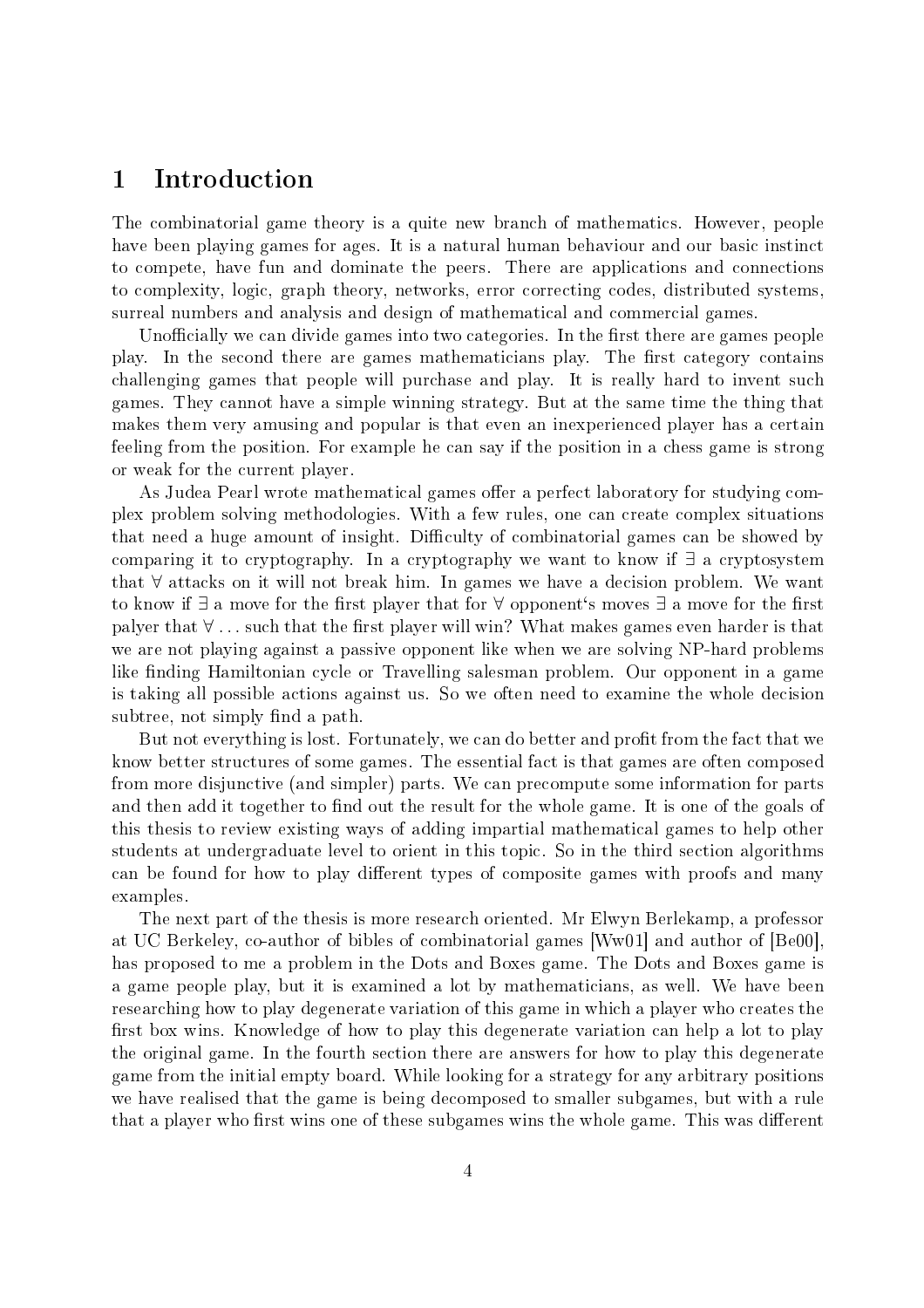# 1 Introduction

The combinatorial game theory is a quite new branch of mathematics. However, people have been playing games for ages. It is a natural human behaviour and our basic instinct to compete, have fun and dominate the peers. There are applications and connections to complexity, logic, graph theory, networks, error correcting codes, distributed systems, surreal numbers and analysis and design of mathematical and commercial games.

Unofficially we can divide games into two categories. In the first there are games people play. In the second there are games mathematicians play. The first category contains challenging games that people will purchase and play. It is really hard to invent such games. They cannot have a simple winning strategy. But at the same time the thing that makes them very amusing and popular is that even an inexperienced player has a certain feeling from the position. For example he can say if the position in a chess game is strong or weak for the current player.

As Judea Pearl wrote mathematical games offer a perfect laboratory for studying complex problem solving methodologies. With a few rules, one can create complex situations that need a huge amount of insight. Difficulty of combinatorial games can be showed by comparing it to cryptography. In a cryptography we want to know if $\exists$ a cryptosystem that $\forall$ attacks on it will not break him. In games we have a decision problem. We want to know if $\exists$ a move for the first player that for $\forall$ opponent's moves $\exists$ a move for the first palyer that $\forall \ldots$ such that the first player will win? What makes games even harder is that we are not playing against a passive opponent like when we are solving NP-hard problems like finding Hamiltonian cycle or Travelling salesman problem. Our opponent in a game is taking all possible actions against us. So we often need to examine the whole decision subtree, not simply find a path.

But not everything is lost. Fortunately, we can do better and profit from the fact that we know better structures of some games. The essential fact is that games are often composed from more disjunctive (and simpler) parts. We can precompute some information for parts and then add it together to find out the result for the whole game. It is one of the goals of this thesis to review existing ways of adding impartial mathematical games to help other students at undergraduate level to orient in this topic. So in the third section algorithms can be found for how to play different types of composite games with proofs and many examples.

The next part of the thesis is more research oriented. Mr Elwyn Berlekamp, a professor at UC Berkeley, co-author of bibles of combinatorial games [Ww01] and author of [Be00], has proposed to me a problem in the Dots and Boxes game. The Dots and Boxes game is a game people play, but it is examined a lot by mathematicians, as well. We have been researching how to play degenerate variation of this game in which a player who creates the first box wins. Knowledge of how to play this degenerate variation can help a lot to play the original game. In the fourth section there are answers for how to play this degenerate game from the initial empty board. While looking for a strategy for any arbitrary positions we have realised that the game is being decomposed to smaller subgames, but with a rule that a player who first wins one of these subgames wins the whole game. This was different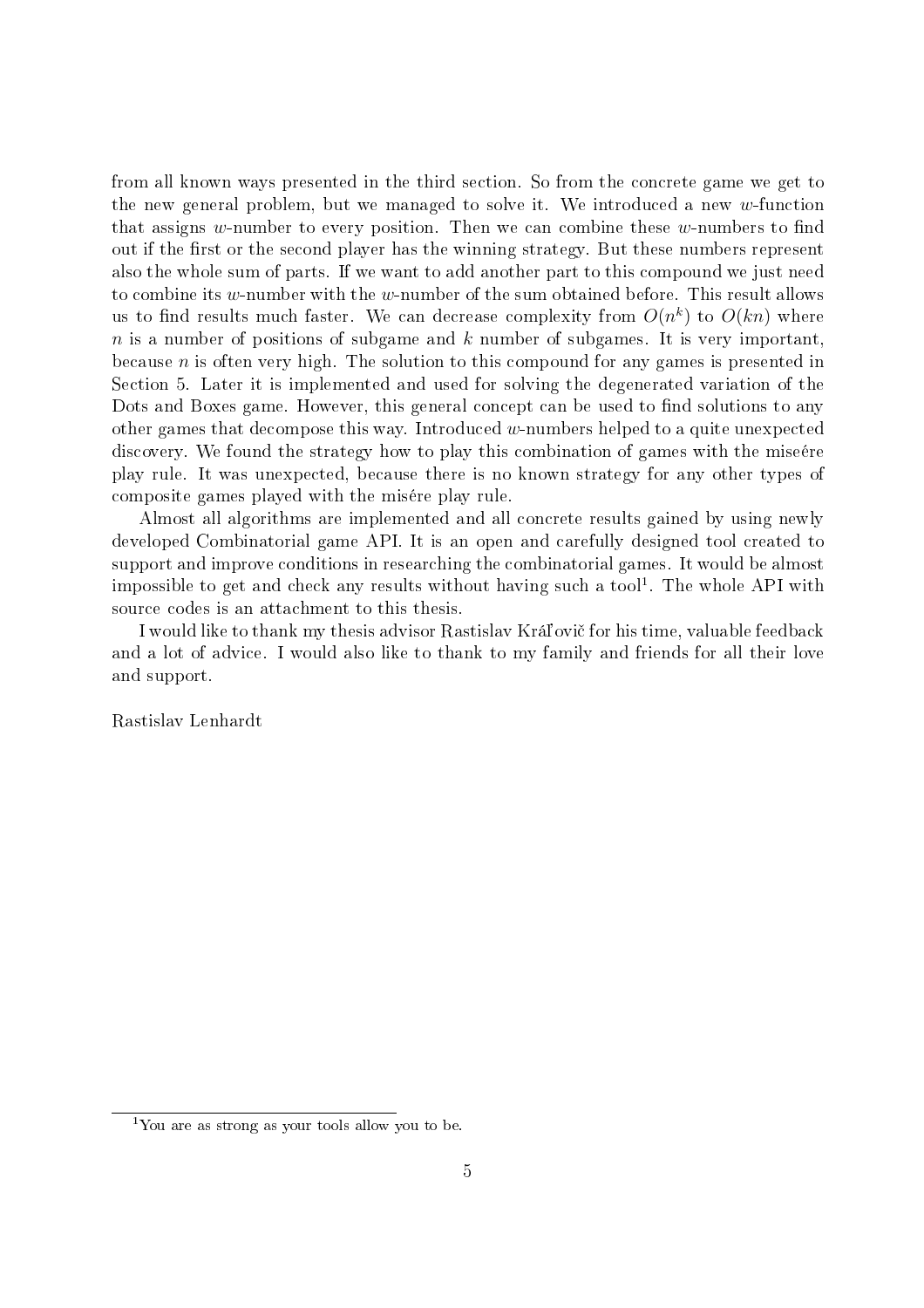from all known ways presented in the third section. So from the concrete game we get to the new general problem, but we managed to solve it. We introduced a new $w$-function that assigns $w$-number to every position. Then we can combine these $w$-numbers to find out if the first or the second player has the winning strategy. But these numbers represent also the whole sum of parts. If we want to add another part to this compound we just need to combine its $w$-number with the $w$-number of the sum obtained before. This result allows us to find results much faster. We can decrease complexity from $O(n^k)$ to $O(kn)$ where $n$ is a number of positions of subgame and $k$ number of subgames. It is very important, because $n$ is often very high. The solution to this compound for any games is presented in Section 5. Later it is implemented and used for solving the degenerated variation of the Dots and Boxes game. However, this general concept can be used to find solutions to any other games that decompose this way. Introduced $w$-numbers helped to a quite unexpected discovery. We found the strategy how to play this combination of games with the miseére play rule. It was unexpected, because there is no known strategy for any other types of composite games played with the misére play rule.

Almost all algorithms are implemented and all concrete results gained by using newly developed Combinatorial game API. It is an open and carefully designed tool created to support and improve conditions in researching the combinatorial games. It would be almost impossible to get and check any results without having such a tool[1]. The whole API with source codes is an attachment to this thesis.

I would like to thank my thesis advisor Rastislav Kráľovič for his time, valuable feedback and a lot of advice. I would also like to thank to my family and friends for all their love and support.

Rastislav Lenhardt

[1] You are as strong as your tools allow you to be.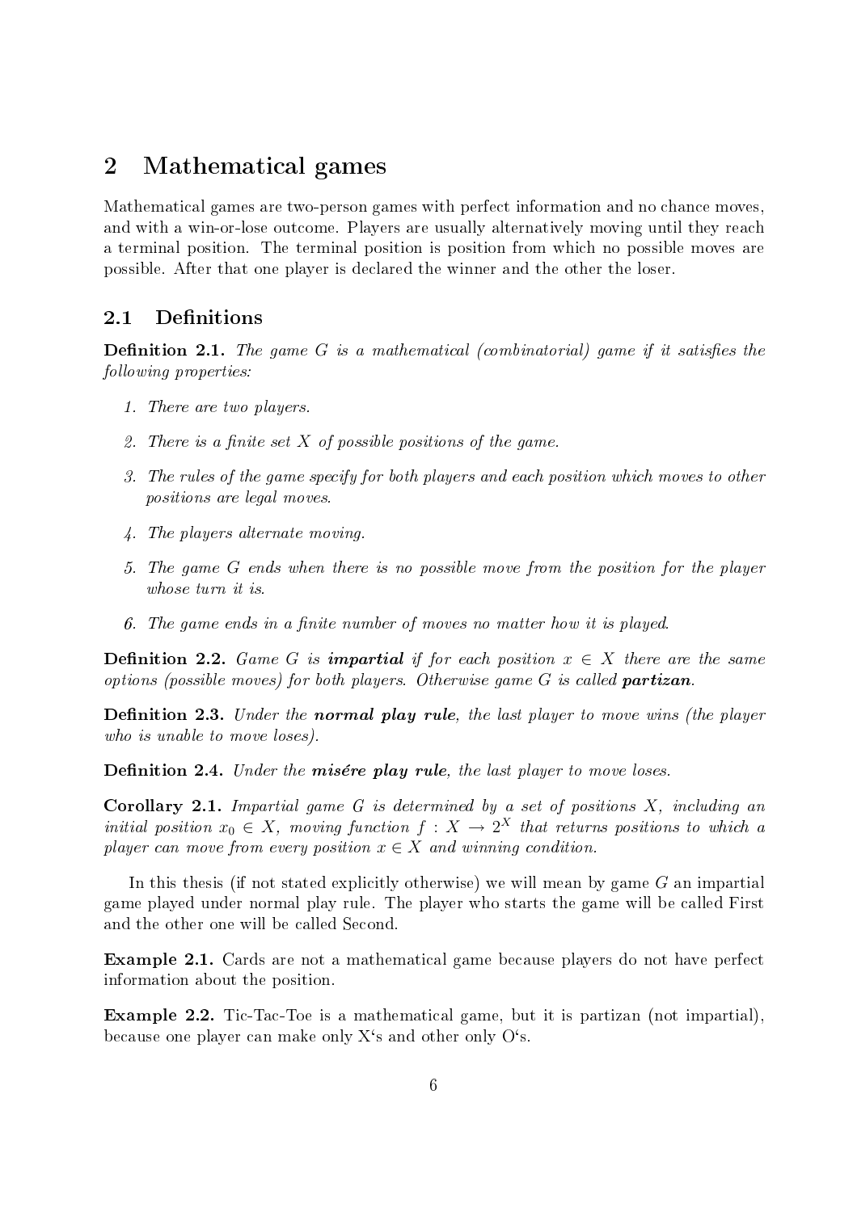# 2 Mathematical games

Mathematical games are two-person games with perfect information and no chance moves, and with a win-or-lose outcome. Players are usually alternatively moving until they reach a terminal position. The terminal position is position from which no possible moves are possible. After that one player is declared the winner and the other the loser.

## 2.1 Definitions

**Definition 2.1.** *The game $G$ is a mathematical (combinatorial) game if it satisfies the following properties:*

1. *There are two players.*
2. *There is a finite set $X$ of possible positions of the game.*
3. *The rules of the game specify for both players and each position which moves to other positions are legal moves.*
4. *The players alternate moving.*
5. *The game $G$ ends when there is no possible move from the position for the player whose turn it is.*
6. *The game ends in a finite number of moves no matter how it is played.*

**Definition 2.2.** *Game $G$ is **impartial** if for each position $x \in X$ there are the same options (possible moves) for both players. Otherwise game $G$ is called **partizan**.*

**Definition 2.3.** *Under the **normal play rule**, the last player to move wins (the player who is unable to move loses).*

**Definition 2.4.** *Under the **misére play rule**, the last player to move loses.*

**Corollary 2.1.** *Impartial game $G$ is determined by a set of positions $X$, including an initial position $x_0 \in X$, moving function $f : X \to 2^X$ that returns positions to which a player can move from every position $x \in X$ and winning condition.*

In this thesis (if not stated explicitly otherwise) we will mean by game $G$ an impartial game played under normal play rule. The player who starts the game will be called First and the other one will be called Second.

**Example 2.1.** Cards are not a mathematical game because players do not have perfect information about the position.

**Example 2.2.** Tic-Tac-Toe is a mathematical game, but it is partizan (not impartial), because one player can make only X's and other only O's.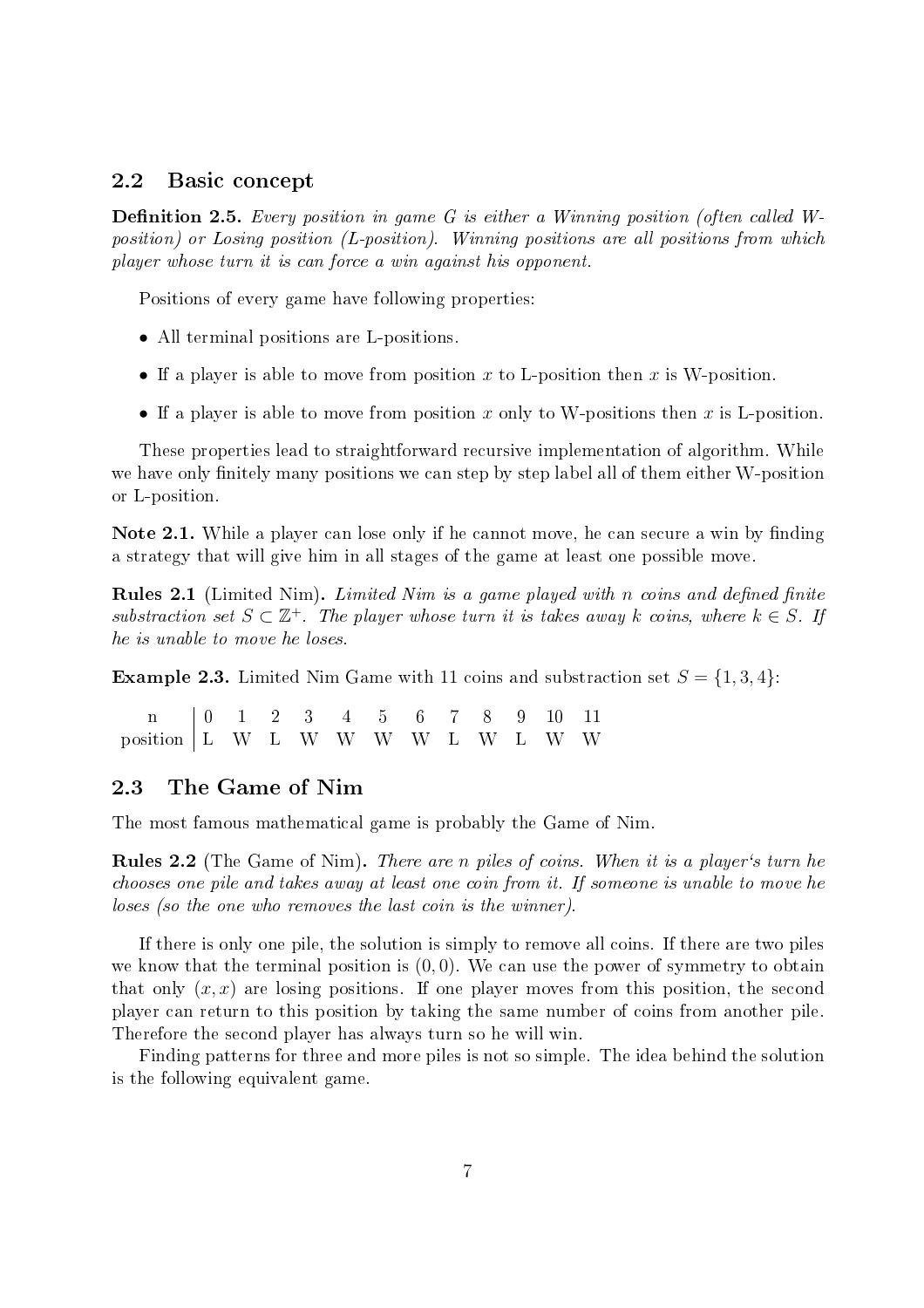## 2.2 Basic concept

**Definition 2.5.** *Every position in game G is either a Winning position (often called W-position) or Losing position (L-position). Winning positions are all positions from which player whose turn it is can force a win against his opponent.*

Positions of every game have following properties:

- All terminal positions are L-positions.
- If a player is able to move from position $x$ to L-position then $x$ is W-position.
- If a player is able to move from position $x$ only to W-positions then $x$ is L-position.

These properties lead to straightforward recursive implementation of algorithm. While we have only finitely many positions we can step by step label all of them either W-position or L-position.

**Note 2.1.** While a player can lose only if he cannot move, he can secure a win by finding a strategy that will give him in all stages of the game at least one possible move.

**Rules 2.1** (Limited Nim)**.** *Limited Nim is a game played with n coins and defined finite substraction set $S \subset \mathbb{Z}^+$. The player whose turn it is takes away k coins, where $k \in S$. If he is unable to move he loses.*

**Example 2.3.** Limited Nim Game with 11 coins and substraction set $S = \{1, 3, 4\}$:

| n | 0 | 1 | 2 | 3 | 4 | 5 | 6 | 7 | 8 | 9 | 10 | 11 |
|---|---|---|---|---|---|---|---|---|---|---|---|---|
| position | L | W | L | W | W | W | W | L | W | L | W | W |

## 2.3 The Game of Nim

The most famous mathematical game is probably the Game of Nim.

**Rules 2.2** (The Game of Nim)**.** *There are n piles of coins. When it is a player's turn he chooses one pile and takes away at least one coin from it. If someone is unable to move he loses (so the one who removes the last coin is the winner).*

If there is only one pile, the solution is simply to remove all coins. If there are two piles we know that the terminal position is $(0, 0)$. We can use the power of symmetry to obtain that only $(x, x)$ are losing positions. If one player moves from this position, the second player can return to this position by taking the same number of coins from another pile. Therefore the second player has always turn so he will win.

Finding patterns for three and more piles is not so simple. The idea behind the solution is the following equivalent game.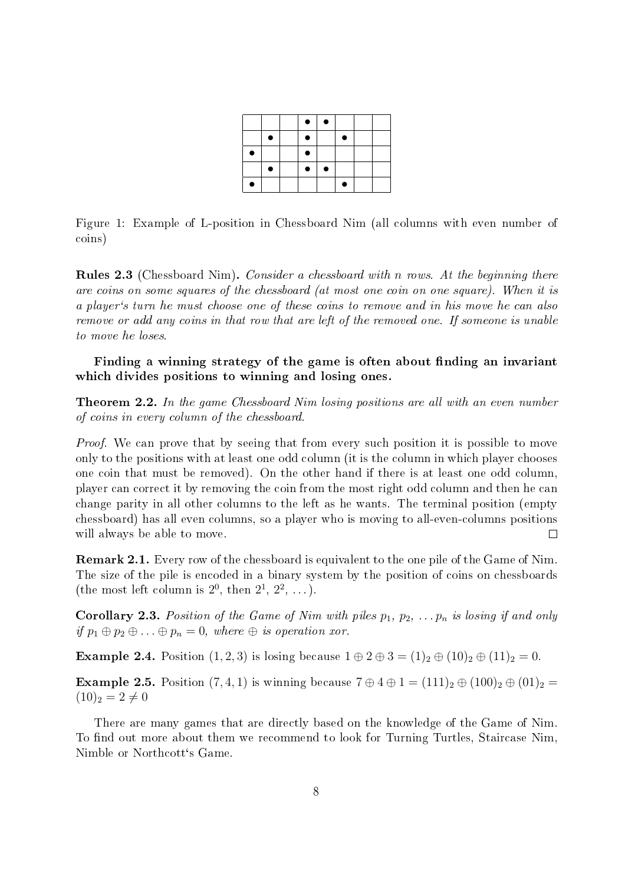|   |   |   | ● | ● |   |   |   |
|---|---|---|---|---|---|---|---|
|   | ● |   | ● |   | ● |   |   |
| ● |   |   | ● |   |   |   |   |
|   | ● |   | ● | ● |   |   |   |
| ● |   |   |   |   | ● |   |   |

Figure 1: Example of L-position in Chessboard Nim (all columns with even number of coins)

**Rules 2.3** (Chessboard Nim)**.** *Consider a chessboard with n rows. At the beginning there are coins on some squares of the chessboard (at most one coin on one square). When it is a player's turn he must choose one of these coins to remove and in his move he can also remove or add any coins in that row that are left of the removed one. If someone is unable to move he loses.*

**Finding a winning strategy of the game is often about finding an invariant which divides positions to winning and losing ones.**

**Theorem 2.2.** *In the game Chessboard Nim losing positions are all with an even number of coins in every column of the chessboard.*

*Proof.* We can prove that by seeing that from every such position it is possible to move only to the positions with at least one odd column (it is the column in which player chooses one coin that must be removed). On the other hand if there is at least one odd column, player can correct it by removing the coin from the most right odd column and then he can change parity in all other columns to the left as he wants. The terminal position (empty chessboard) has all even columns, so a player who is moving to all-even-columns positions will always be able to move. □

**Remark 2.1.** Every row of the chessboard is equivalent to the one pile of the Game of Nim. The size of the pile is encoded in a binary system by the position of coins on chessboards (the most left column is $2^0$, then $2^1$, $2^2$, ...).

**Corollary 2.3.** *Position of the Game of Nim with piles $p_1$, $p_2$, ... $p_n$ is losing if and only if $p_1 \oplus p_2 \oplus \ldots \oplus p_n = 0$, where $\oplus$ is operation xor.*

**Example 2.4.** Position $(1, 2, 3)$ is losing because $1 \oplus 2 \oplus 3 = (1)_2 \oplus (10)_2 \oplus (11)_2 = 0$.

**Example 2.5.** Position $(7, 4, 1)$ is winning because $7 \oplus 4 \oplus 1 = (111)_2 \oplus (100)_2 \oplus (01)_2 = (10)_2 = 2 \neq 0$

There are many games that are directly based on the knowledge of the Game of Nim. To find out more about them we recommend to look for Turning Turtles, Staircase Nim, Nimble or Northcott's Game.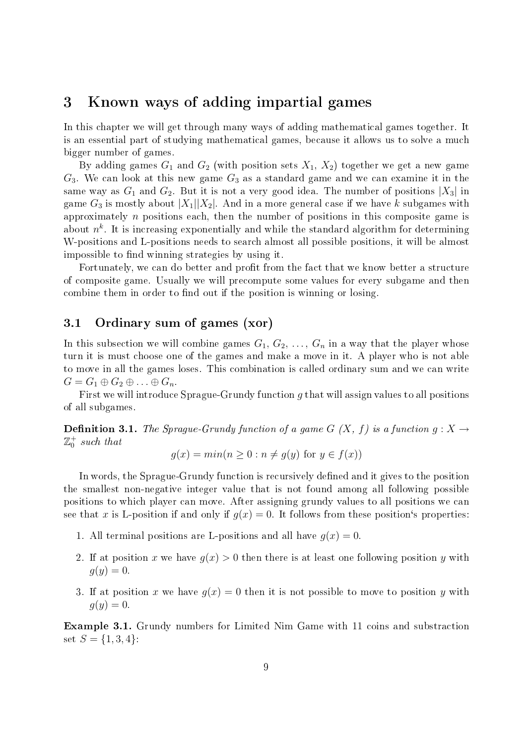# 3 Known ways of adding impartial games

In this chapter we will get through many ways of adding mathematical games together. It is an essential part of studying mathematical games, because it allows us to solve a much bigger number of games.

By adding games $G_1$ and $G_2$ (with position sets $X_1$, $X_2$) together we get a new game $G_3$. We can look at this new game $G_3$ as a standard game and we can examine it in the same way as $G_1$ and $G_2$. But it is not a very good idea. The number of positions $|X_3|$ in game $G_3$ is mostly about $|X_1||X_2|$. And in a more general case if we have $k$ subgames with approximately $n$ positions each, then the number of positions in this composite game is about $n^k$. It is increasing exponentially and while the standard algorithm for determining W-positions and L-positions needs to search almost all possible positions, it will be almost impossible to find winning strategies by using it.

Fortunately, we can do better and profit from the fact that we know better a structure of composite game. Usually we will precompute some values for every subgame and then combine them in order to find out if the position is winning or losing.

## 3.1 Ordinary sum of games (xor)

In this subsection we will combine games $G_1, G_2, \ldots, G_n$ in a way that the player whose turn it is must choose one of the games and make a move in it. A player who is not able to move in all the games loses. This combination is called ordinary sum and we can write $G = G_1 \oplus G_2 \oplus \ldots \oplus G_n$.

First we will introduce Sprague-Grundy function $g$ that will assign values to all positions of all subgames.

**Definition 3.1.** *The Sprague-Grundy function of a game $G$ $(X, f)$ is a function $g : X \to \mathbb{Z}_0^+$ such that*

$$g(x) = min(n \geq 0 : n \neq g(y) \text{ for } y \in f(x))$$

In words, the Sprague-Grundy function is recursively defined and it gives to the position the smallest non-negative integer value that is not found among all following possible positions to which player can move. After assigning grundy values to all positions we can see that $x$ is L-position if and only if $g(x) = 0$. It follows from these position‘s properties:

1. All terminal positions are L-positions and all have $g(x) = 0$.
2. If at position $x$ we have $g(x) > 0$ then there is at least one following position $y$ with $g(y) = 0$.
3. If at position $x$ we have $g(x) = 0$ then it is not possible to move to position $y$ with $g(y) = 0$.

**Example 3.1.** Grundy numbers for Limited Nim Game with 11 coins and substraction set $S = \{1, 3, 4\}$: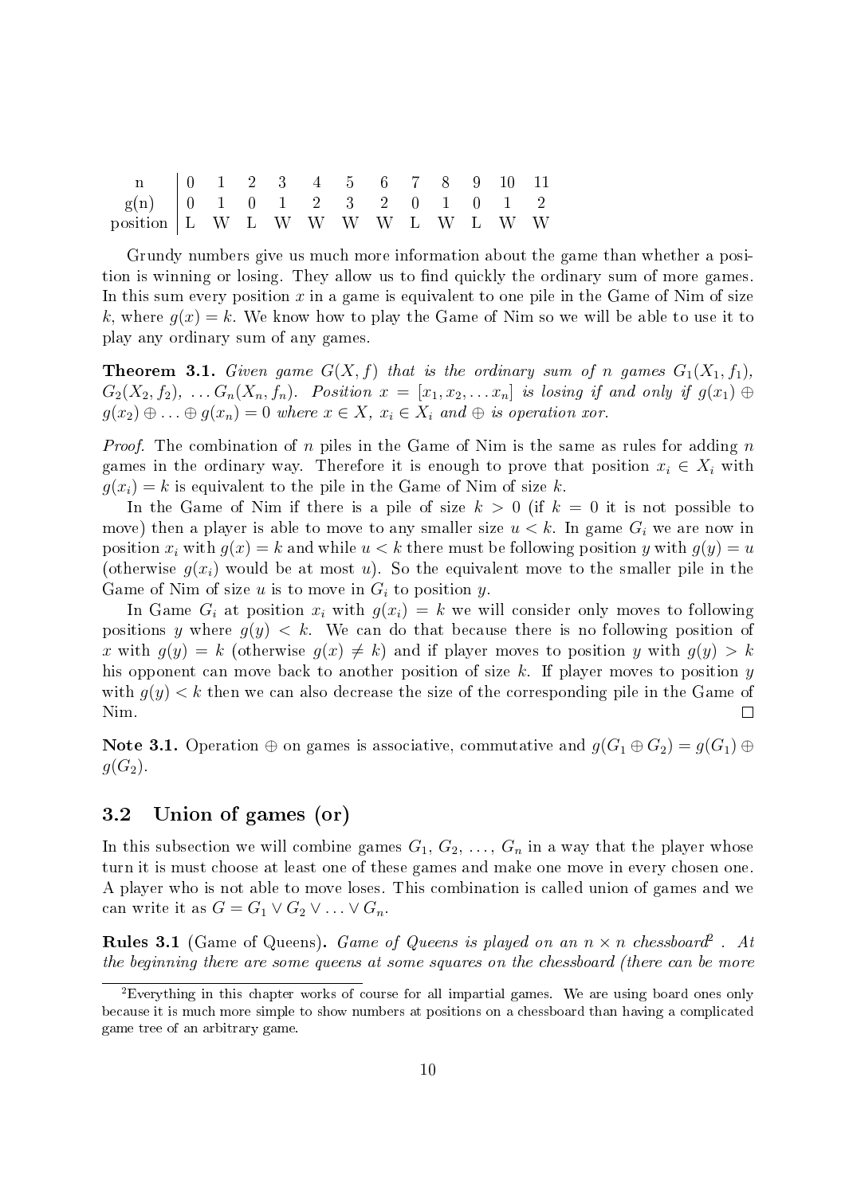| n | 0 | 1 | 2 | 3 | 4 | 5 | 6 | 7 | 8 | 9 | 10 | 11 |
|---|---|---|---|---|---|---|---|---|---|---|---|---|
| g(n) | 0 | 1 | 0 | 1 | 2 | 3 | 2 | 0 | 1 | 0 | 1 | 2 |
| position | L | W | L | W | W | W | W | L | W | L | W | W |

Grundy numbers give us much more information about the game than whether a position is winning or losing. They allow us to find quickly the ordinary sum of more games. In this sum every position $x$ in a game is equivalent to one pile in the Game of Nim of size $k$, where $g(x) = k$. We know how to play the Game of Nim so we will be able to use it to play any ordinary sum of any games.

**Theorem 3.1.** *Given game $G(X, f)$ that is the ordinary sum of $n$ games $G_1(X_1, f_1)$, $G_2(X_2, f_2)$, $\ldots G_n(X_n, f_n)$. Position $x = [x_1, x_2, \ldots x_n]$ is losing if and only if $g(x_1) \oplus g(x_2) \oplus \ldots \oplus g(x_n) = 0$ where $x \in X$, $x_i \in X_i$ and $\oplus$ is operation xor.*

*Proof.* The combination of $n$ piles in the Game of Nim is the same as rules for adding $n$ games in the ordinary way. Therefore it is enough to prove that position $x_i \in X_i$ with $g(x_i) = k$ is equivalent to the pile in the Game of Nim of size $k$.

In the Game of Nim if there is a pile of size $k > 0$ (if $k = 0$ it is not possible to move) then a player is able to move to any smaller size $u < k$. In game $G_i$ we are now in position $x_i$ with $g(x) = k$ and while $u < k$ there must be following position $y$ with $g(y) = u$ (otherwise $g(x_i)$ would be at most $u$). So the equivalent move to the smaller pile in the Game of Nim of size $u$ is to move in $G_i$ to position $y$.

In Game $G_i$ at position $x_i$ with $g(x_i) = k$ we will consider only moves to following positions $y$ where $g(y) < k$. We can do that because there is no following position of $x$ with $g(y) = k$ (otherwise $g(x) \neq k$) and if player moves to position $y$ with $g(y) > k$ his opponent can move back to another position of size $k$. If player moves to position $y$ with $g(y) < k$ then we can also decrease the size of the corresponding pile in the Game of Nim. ☐

**Note 3.1.** Operation $\oplus$ on games is associative, commutative and $g(G_1 \oplus G_2) = g(G_1) \oplus g(G_2)$.

## 3.2 Union of games (or)

In this subsection we will combine games $G_1, G_2, \ldots, G_n$ in a way that the player whose turn it is must choose at least one of these games and make one move in every chosen one. A player who is not able to move loses. This combination is called union of games and we can write it as $G = G_1 \vee G_2 \vee \ldots \vee G_n$.

**Rules 3.1** (Game of Queens)**.** *Game of Queens is played on an $n \times n$ chessboard*[2] *. At the beginning there are some queens at some squares on the chessboard (there can be more*

[2] Everything in this chapter works of course for all impartial games. We are using board ones only because it is much more simple to show numbers at positions on a chessboard than having a complicated game tree of an arbitrary game.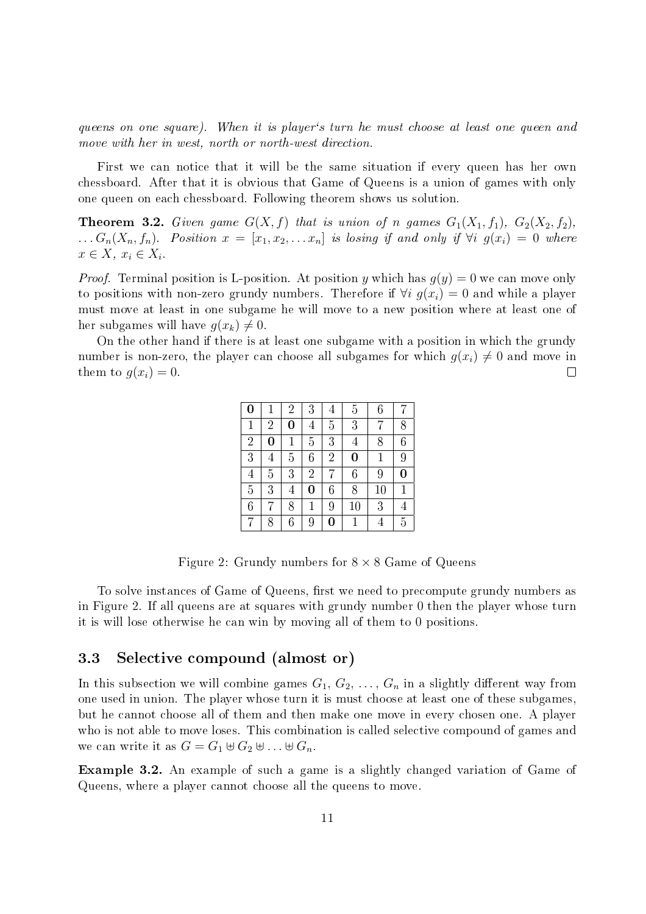*queens on one square). When it is player's turn he must choose at least one queen and move with her in west, north or north-west direction.*

First we can notice that it will be the same situation if every queen has her own chessboard. After that it is obvious that Game of Queens is a union of games with only one queen on each chessboard. Following theorem shows us solution.

**Theorem 3.2.** *Given game $G(X, f)$ that is union of $n$ games $G_1(X_1, f_1)$, $G_2(X_2, f_2)$, $\ldots G_n(X_n, f_n)$. Position $x = [x_1, x_2, \ldots x_n]$ is losing if and only if $\forall i \; g(x_i) = 0$ where $x \in X$, $x_i \in X_i$.*

*Proof.* Terminal position is L-position. At position $y$ which has $g(y) = 0$ we can move only to positions with non-zero grundy numbers. Therefore if $\forall i \; g(x_i) = 0$ and while a player must move at least in one subgame he will move to a new position where at least one of her subgames will have $g(x_k) \neq 0$.

On the other hand if there is at least one subgame with a position in which the grundy number is non-zero, the player can choose all subgames for which $g(x_i) \neq 0$ and move in them to $g(x_i) = 0$. ∎

| **0** | 1 | 2 | 3 | 4 | 5 | 6 | 7 |
|---|---|---|---|---|---|---|---|
| 1 | 2 | **0** | 4 | 5 | 3 | 7 | 8 |
| 2 | **0** | 1 | 5 | 3 | 4 | 8 | 6 |
| 3 | 4 | 5 | 6 | 2 | **0** | 1 | 9 |
| 4 | 5 | 3 | 2 | 7 | 6 | 9 | **0** |
| 5 | 3 | 4 | **0** | 6 | 8 | 10 | 1 |
| 6 | 7 | 8 | 1 | 9 | 10 | 3 | 4 |
| 7 | 8 | 6 | 9 | **0** | 1 | 4 | 5 |

Figure 2: Grundy numbers for $8 \times 8$ Game of Queens

To solve instances of Game of Queens, first we need to precompute grundy numbers as in Figure 2. If all queens are at squares with grundy number 0 then the player whose turn it is will lose otherwise he can win by moving all of them to 0 positions.

## 3.3 Selective compound (almost or)

In this subsection we will combine games $G_1$, $G_2$, $\ldots$, $G_n$ in a slightly different way from one used in union. The player whose turn it is must choose at least one of these subgames, but he cannot choose all of them and then make one move in every chosen one. A player who is not able to move loses. This combination is called selective compound of games and we can write it as $G = G_1 \uplus G_2 \uplus \ldots \uplus G_n$.

**Example 3.2.** An example of such a game is a slightly changed variation of Game of Queens, where a player cannot choose all the queens to move.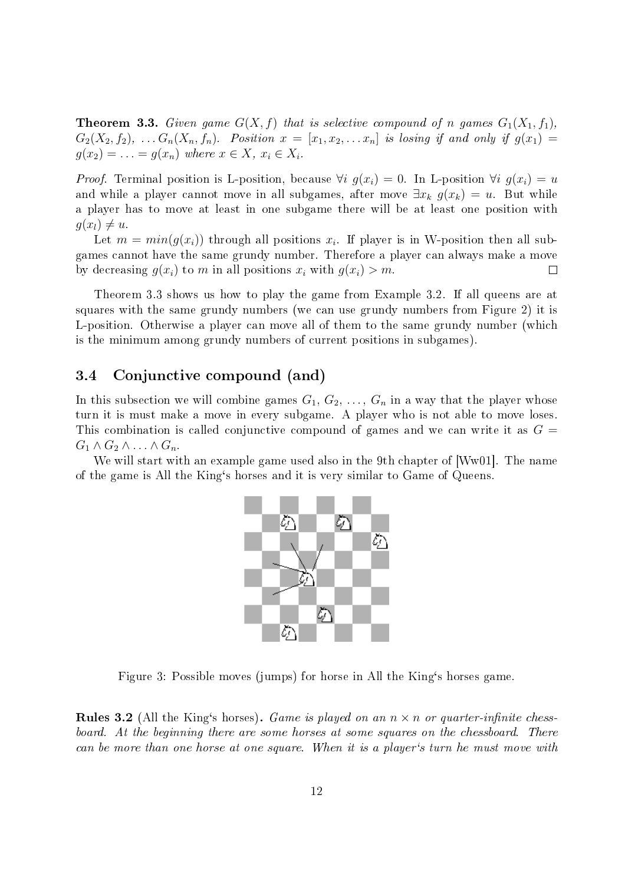**Theorem 3.3.** *Given game $G(X, f)$ that is selective compound of $n$ games $G_1(X_1, f_1)$, $G_2(X_2, f_2)$, $\ldots G_n(X_n, f_n)$. Position $x = [x_1, x_2, \ldots x_n]$ is losing if and only if $g(x_1) = g(x_2) = \ldots = g(x_n)$ where $x \in X$, $x_i \in X_i$.*

*Proof.* Terminal position is L-position, because $\forall i\ g(x_i) = 0$. In L-position $\forall i\ g(x_i) = u$ and while a player cannot move in all subgames, after move $\exists x_k\ g(x_k) = u$. But while a player has to move at least in one subgame there will be at least one position with $g(x_l) \neq u$.

Let $m = min(g(x_i))$ through all positions $x_i$. If player is in W-position then all subgames cannot have the same grundy number. Therefore a player can always make a move by decreasing $g(x_i)$ to $m$ in all positions $x_i$ with $g(x_i) > m$. □

Theorem 3.3 shows us how to play the game from Example 3.2. If all queens are at squares with the same grundy numbers (we can use grundy numbers from Figure 2) it is L-position. Otherwise a player can move all of them to the same grundy number (which is the minimum among grundy numbers of current positions in subgames).

## 3.4 Conjunctive compound (and)

In this subsection we will combine games $G_1, G_2, \ldots, G_n$ in a way that the player whose turn it is must make a move in every subgame. A player who is not able to move loses. This combination is called conjunctive compound of games and we can write it as $G = G_1 \wedge G_2 \wedge \ldots \wedge G_n$.

We will start with an example game used also in the 9th chapter of [Ww01]. The name of the game is All the King's horses and it is very similar to Game of Queens.

Figure 3: Possible moves (jumps) for horse in All the King's horses game.

**Rules 3.2** (All the King's horses)**.** *Game is played on an $n \times n$ or quarter-infinite chessboard. At the beginning there are some horses at some squares on the chessboard. There can be more than one horse at one square. When it is a player's turn he must move with*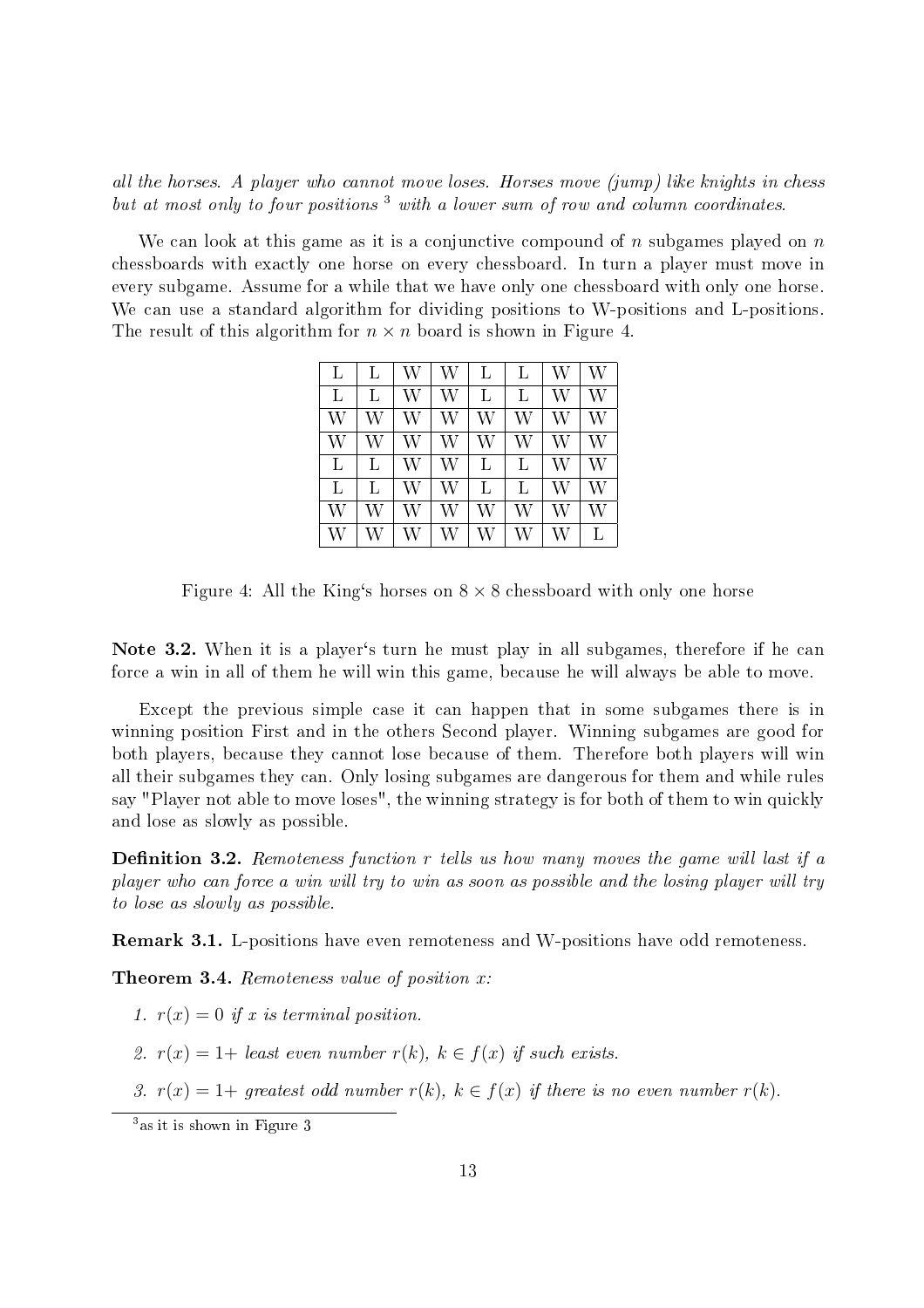*all the horses. A player who cannot move loses. Horses move (jump) like knights in chess but at most only to four positions* [3] *with a lower sum of row and column coordinates.*

We can look at this game as it is a conjunctive compound of $n$ subgames played on $n$ chessboards with exactly one horse on every chessboard. In turn a player must move in every subgame. Assume for a while that we have only one chessboard with only one horse. We can use a standard algorithm for dividing positions to W-positions and L-positions. The result of this algorithm for $n \times n$ board is shown in Figure 4.

| | | | | | | | |
|---|---|---|---|---|---|---|---|
| L | L | W | W | L | L | W | W |
| L | L | W | W | L | L | W | W |
| W | W | W | W | W | W | W | W |
| W | W | W | W | W | W | W | W |
| L | L | W | W | L | L | W | W |
| L | L | W | W | L | L | W | W |
| W | W | W | W | W | W | W | W |
| W | W | W | W | W | W | W | L |

Figure 4: All the King‘s horses on $8 \times 8$ chessboard with only one horse

**Note 3.2.** When it is a player‘s turn he must play in all subgames, therefore if he can force a win in all of them he will win this game, because he will always be able to move.

Except the previous simple case it can happen that in some subgames there is in winning position First and in the others Second player. Winning subgames are good for both players, because they cannot lose because of them. Therefore both players will win all their subgames they can. Only losing subgames are dangerous for them and while rules say "Player not able to move loses", the winning strategy is for both of them to win quickly and lose as slowly as possible.

**Definition 3.2.** *Remoteness function $r$ tells us how many moves the game will last if a player who can force a win will try to win as soon as possible and the losing player will try to lose as slowly as possible.*

**Remark 3.1.** L-positions have even remoteness and W-positions have odd remoteness.

**Theorem 3.4.** *Remoteness value of position $x$:*

1. *$r(x) = 0$ if $x$ is terminal position.*
2. *$r(x) = 1+$ least even number $r(k)$, $k \in f(x)$ if such exists.*
3. *$r(x) = 1+$ greatest odd number $r(k)$, $k \in f(x)$ if there is no even number $r(k)$.*

[3] as it is shown in Figure 3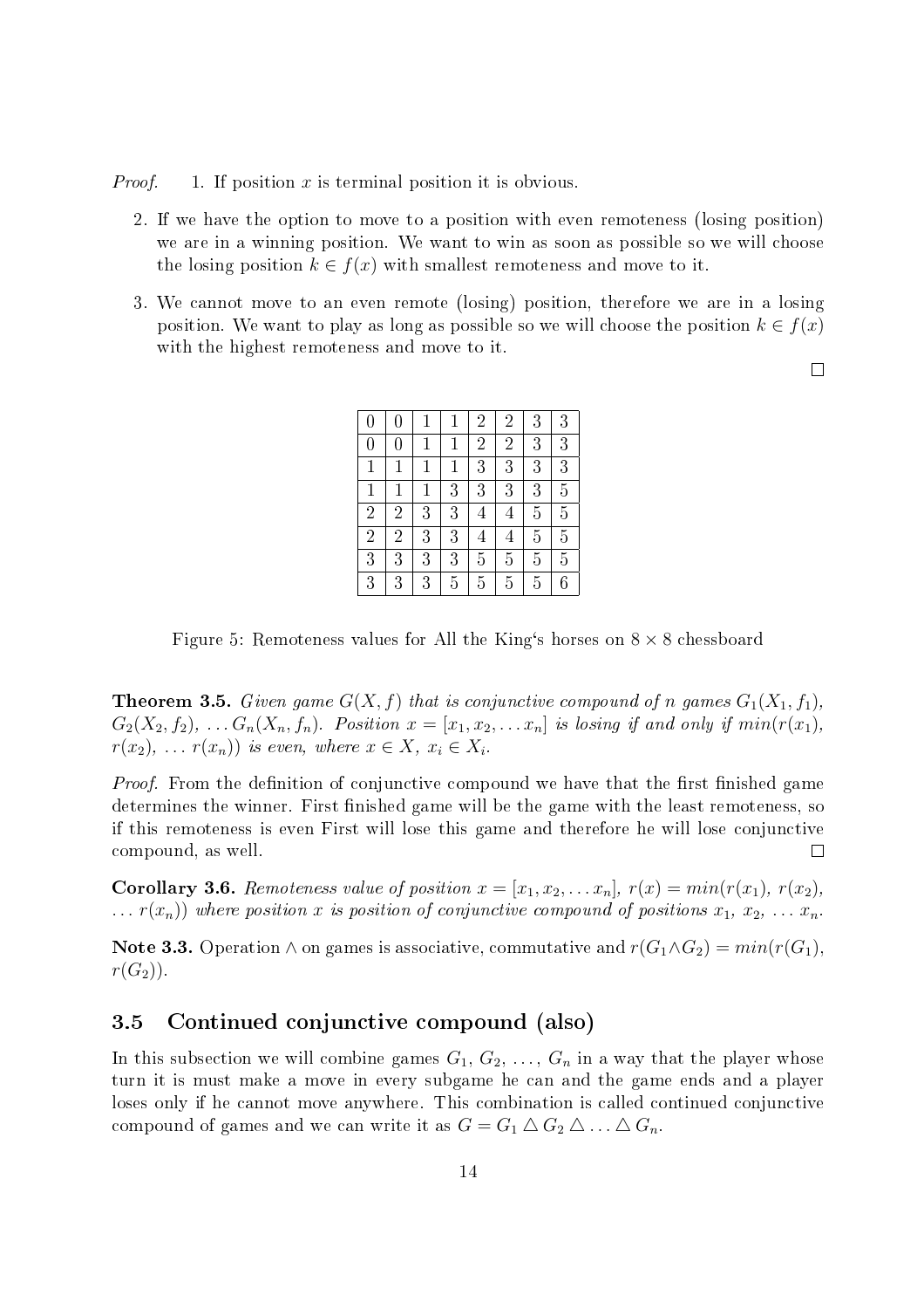*Proof.* 1. If position $x$ is terminal position it is obvious.

2. If we have the option to move to a position with even remoteness (losing position) we are in a winning position. We want to win as soon as possible so we will choose the losing position $k \in f(x)$ with smallest remoteness and move to it.

3. We cannot move to an even remote (losing) position, therefore we are in a losing position. We want to play as long as possible so we will choose the position $k \in f(x)$ with the highest remoteness and move to it.

□

| | | | | | | | |
|---|---|---|---|---|---|---|---|
| 0 | 0 | 1 | 1 | 2 | 2 | 3 | 3 |
| 0 | 0 | 1 | 1 | 2 | 2 | 3 | 3 |
| 1 | 1 | 1 | 1 | 3 | 3 | 3 | 3 |
| 1 | 1 | 1 | 3 | 3 | 3 | 3 | 5 |
| 2 | 2 | 3 | 3 | 4 | 4 | 5 | 5 |
| 2 | 2 | 3 | 3 | 4 | 4 | 5 | 5 |
| 3 | 3 | 3 | 3 | 5 | 5 | 5 | 5 |
| 3 | 3 | 3 | 5 | 5 | 5 | 5 | 6 |

Figure 5: Remoteness values for All the King's horses on $8 \times 8$ chessboard

**Theorem 3.5.** *Given game $G(X, f)$ that is conjunctive compound of n games $G_1(X_1, f_1)$, $G_2(X_2, f_2)$, $\ldots G_n(X_n, f_n)$. Position $x = [x_1, x_2, \ldots x_n]$ is losing if and only if $min(r(x_1)$, $r(x_2)$, $\ldots$ $r(x_n))$ is even, where $x \in X$, $x_i \in X_i$.*

*Proof.* From the definition of conjunctive compound we have that the first finished game determines the winner. First finished game will be the game with the least remoteness, so if this remoteness is even First will lose this game and therefore he will lose conjunctive compound, as well. □

**Corollary 3.6.** *Remoteness value of position $x = [x_1, x_2, \ldots x_n]$, $r(x) = min(r(x_1), r(x_2)$, $\ldots r(x_n))$ where position $x$ is position of conjunctive compound of positions $x_1$, $x_2$, $\ldots$ $x_n$.*

**Note 3.3.** Operation $\wedge$ on games is associative, commutative and $r(G_1 \wedge G_2) = min(r(G_1), r(G_2))$.

## 3.5 Continued conjunctive compound (also)

In this subsection we will combine games $G_1$, $G_2$, $\ldots$, $G_n$ in a way that the player whose turn it is must make a move in every subgame he can and the game ends and a player loses only if he cannot move anywhere. This combination is called continued conjunctive compound of games and we can write it as $G = G_1 \bigtriangleup G_2 \bigtriangleup \ldots \bigtriangleup G_n$.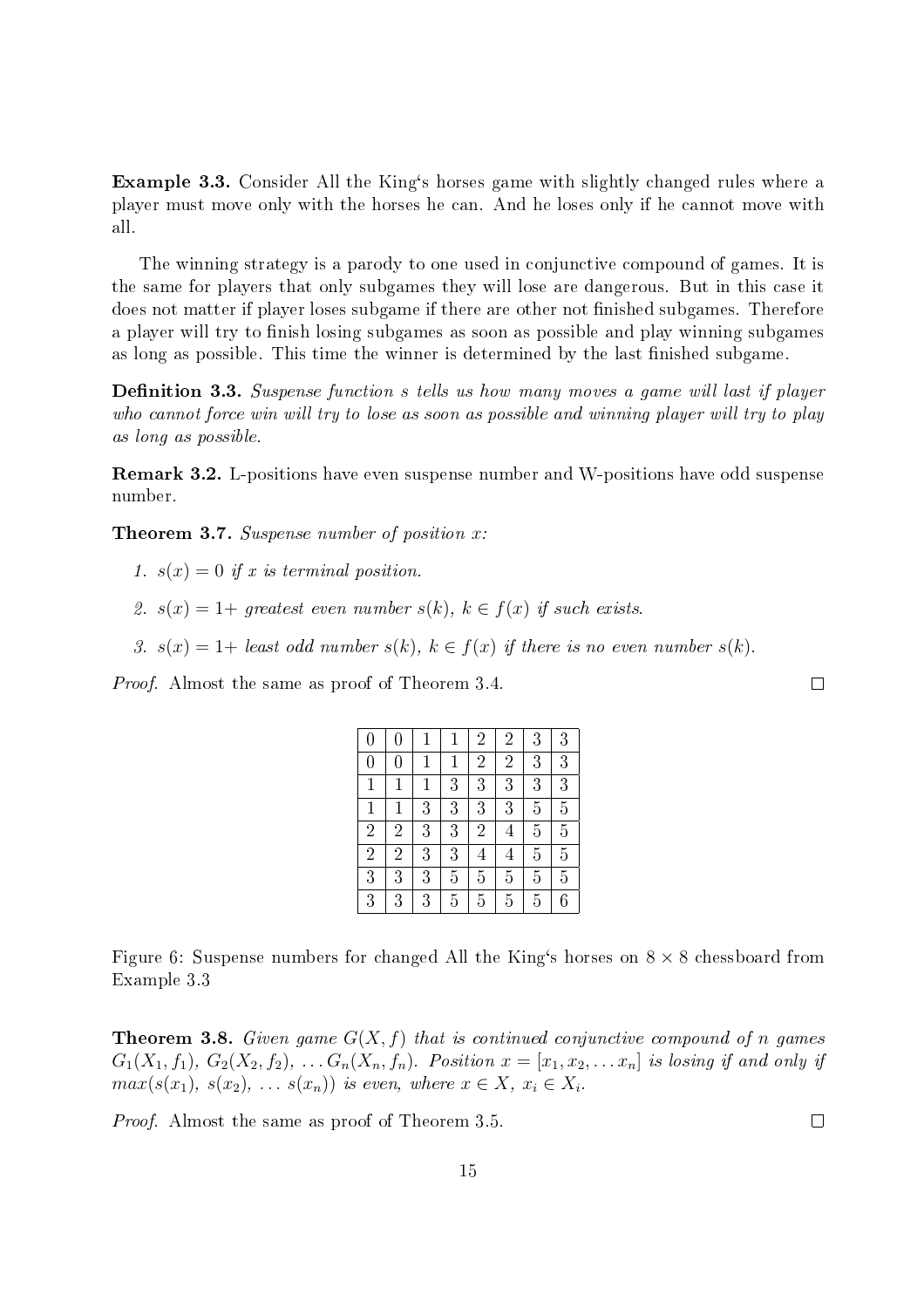**Example 3.3.** Consider All the King‘s horses game with slightly changed rules where a player must move only with the horses he can. And he loses only if he cannot move with all.

The winning strategy is a parody to one used in conjunctive compound of games. It is the same for players that only subgames they will lose are dangerous. But in this case it does not matter if player loses subgame if there are other not finished subgames. Therefore a player will try to finish losing subgames as soon as possible and play winning subgames as long as possible. This time the winner is determined by the last finished subgame.

**Definition 3.3.** *Suspense function s tells us how many moves a game will last if player who cannot force win will try to lose as soon as possible and winning player will try to play as long as possible.*

**Remark 3.2.** L-positions have even suspense number and W-positions have odd suspense number.

**Theorem 3.7.** *Suspense number of position x:*

1. *$s(x) = 0$ if $x$ is terminal position.*
2. *$s(x) = 1+$ greatest even number $s(k)$, $k \in f(x)$ if such exists.*
3. *$s(x) = 1+$ least odd number $s(k)$, $k \in f(x)$ if there is no even number $s(k)$.*

*Proof.* Almost the same as proof of Theorem 3.4. □

| | | | | | | | |
|---|---|---|---|---|---|---|---|
| 0 | 0 | 1 | 1 | 2 | 2 | 3 | 3 |
| 0 | 0 | 1 | 1 | 2 | 2 | 3 | 3 |
| 1 | 1 | 1 | 3 | 3 | 3 | 3 | 3 |
| 1 | 1 | 3 | 3 | 3 | 3 | 5 | 5 |
| 2 | 2 | 3 | 3 | 2 | 4 | 5 | 5 |
| 2 | 2 | 3 | 3 | 4 | 4 | 5 | 5 |
| 3 | 3 | 3 | 5 | 5 | 5 | 5 | 5 |
| 3 | 3 | 3 | 5 | 5 | 5 | 5 | 6 |

Figure 6: Suspense numbers for changed All the King‘s horses on $8 \times 8$ chessboard from Example 3.3

**Theorem 3.8.** *Given game $G(X, f)$ that is continued conjunctive compound of n games $G_1(X_1, f_1)$, $G_2(X_2, f_2)$, $\ldots G_n(X_n, f_n)$. Position $x = [x_1, x_2, \ldots x_n]$ is losing if and only if $max(s(x_1), s(x_2), \ldots s(x_n))$ is even, where $x \in X$, $x_i \in X_i$.*

*Proof.* Almost the same as proof of Theorem 3.5. □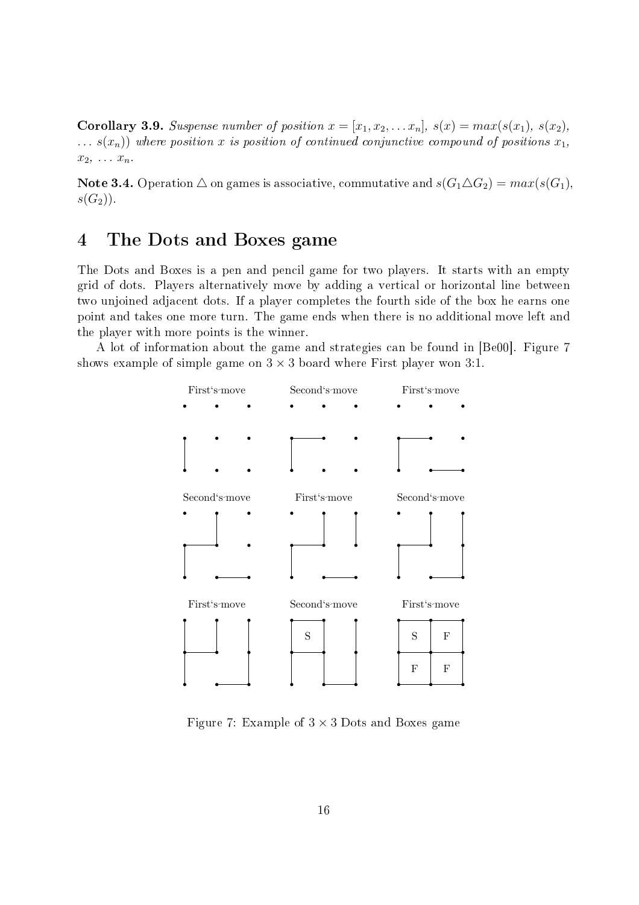**Corollary 3.9.** *Suspense number of position $x = [x_1, x_2, \ldots x_n]$, $s(x) = max(s(x_1),\ s(x_2),\ \ldots\ s(x_n))$ where position $x$ is position of continued conjunctive compound of positions $x_1$, $x_2$, $\ldots$ $x_n$.*

**Note 3.4.** Operation $\triangle$ on games is associative, commutative and $s(G_1 \triangle G_2) = max(s(G_1), s(G_2))$.

# 4 The Dots and Boxes game

The Dots and Boxes is a pen and pencil game for two players. It starts with an empty grid of dots. Players alternatively move by adding a vertical or horizontal line between two unjoined adjacent dots. If a player completes the fourth side of the box he earns one point and takes one more turn. The game ends when there is no additional move left and the player with more points is the winner.

A lot of information about the game and strategies can be found in [Be00]. Figure 7 shows example of simple game on $3 \times 3$ board where First player won 3:1.

Figure 7: Example of $3 \times 3$ Dots and Boxes game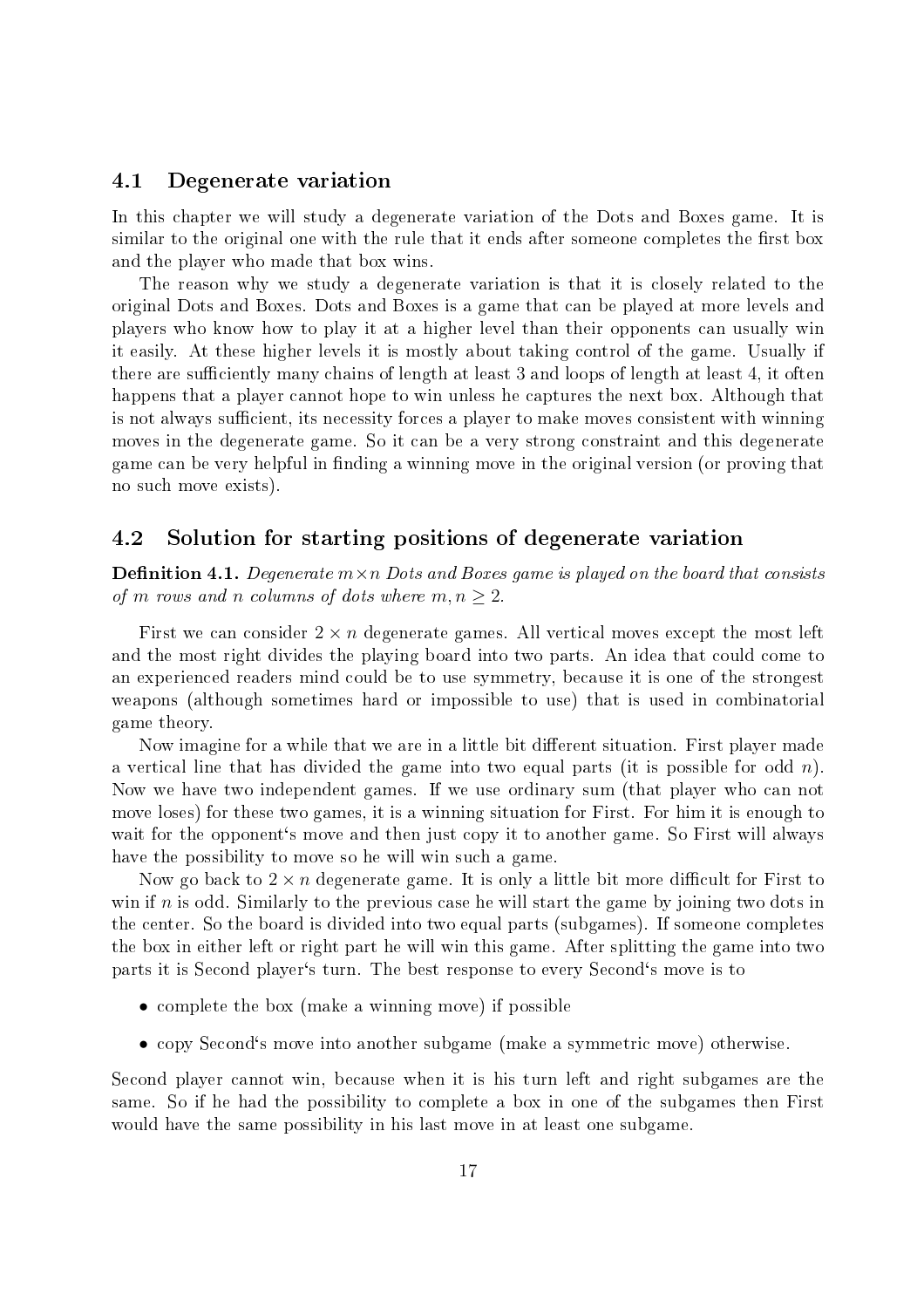## 4.1 Degenerate variation

In this chapter we will study a degenerate variation of the Dots and Boxes game. It is similar to the original one with the rule that it ends after someone completes the first box and the player who made that box wins.

The reason why we study a degenerate variation is that it is closely related to the original Dots and Boxes. Dots and Boxes is a game that can be played at more levels and players who know how to play it at a higher level than their opponents can usually win it easily. At these higher levels it is mostly about taking control of the game. Usually if there are sufficiently many chains of length at least 3 and loops of length at least 4, it often happens that a player cannot hope to win unless he captures the next box. Although that is not always sufficient, its necessity forces a player to make moves consistent with winning moves in the degenerate game. So it can be a very strong constraint and this degenerate game can be very helpful in finding a winning move in the original version (or proving that no such move exists).

## 4.2 Solution for starting positions of degenerate variation

**Definition 4.1.** *Degenerate $m \times n$ Dots and Boxes game is played on the board that consists of $m$ rows and $n$ columns of dots where $m, n \geq 2$.*

First we can consider $2 \times n$ degenerate games. All vertical moves except the most left and the most right divides the playing board into two parts. An idea that could come to an experienced readers mind could be to use symmetry, because it is one of the strongest weapons (although sometimes hard or impossible to use) that is used in combinatorial game theory.

Now imagine for a while that we are in a little bit different situation. First player made a vertical line that has divided the game into two equal parts (it is possible for odd $n$). Now we have two independent games. If we use ordinary sum (that player who can not move loses) for these two games, it is a winning situation for First. For him it is enough to wait for the opponent‘s move and then just copy it to another game. So First will always have the possibility to move so he will win such a game.

Now go back to $2 \times n$ degenerate game. It is only a little bit more difficult for First to win if $n$ is odd. Similarly to the previous case he will start the game by joining two dots in the center. So the board is divided into two equal parts (subgames). If someone completes the box in either left or right part he will win this game. After splitting the game into two parts it is Second player‘s turn. The best response to every Second‘s move is to

- complete the box (make a winning move) if possible
- copy Second‘s move into another subgame (make a symmetric move) otherwise.

Second player cannot win, because when it is his turn left and right subgames are the same. So if he had the possibility to complete a box in one of the subgames then First would have the same possibility in his last move in at least one subgame.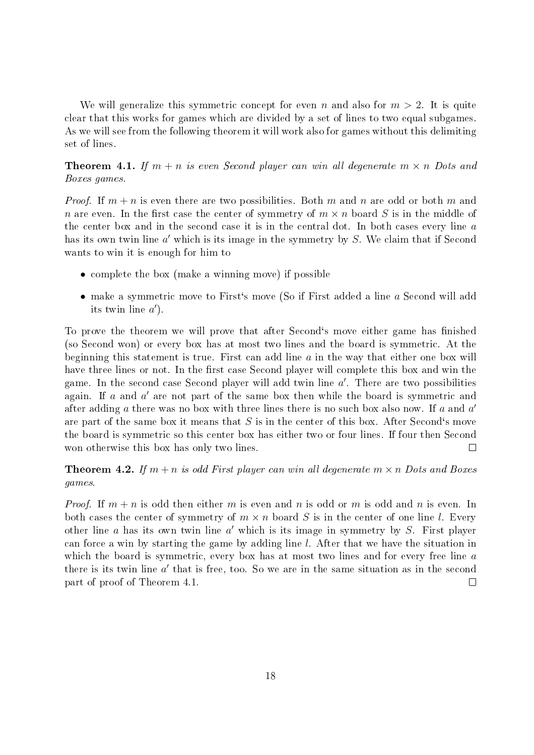We will generalize this symmetric concept for even $n$ and also for $m > 2$. It is quite clear that this works for games which are divided by a set of lines to two equal subgames. As we will see from the following theorem it will work also for games without this delimiting set of lines.

**Theorem 4.1.** *If $m + n$ is even Second player can win all degenerate $m \times n$ Dots and Boxes games.*

*Proof.* If $m + n$ is even there are two possibilities. Both $m$ and $n$ are odd or both $m$ and $n$ are even. In the first case the center of symmetry of $m \times n$ board $S$ is in the middle of the center box and in the second case it is in the central dot. In both cases every line $a$ has its own twin line $a'$ which is its image in the symmetry by $S$. We claim that if Second wants to win it is enough for him to

- complete the box (make a winning move) if possible
- make a symmetric move to First's move (So if First added a line $a$ Second will add its twin line $a'$).

To prove the theorem we will prove that after Second's move either game has finished (so Second won) or every box has at most two lines and the board is symmetric. At the beginning this statement is true. First can add line $a$ in the way that either one box will have three lines or not. In the first case Second player will complete this box and win the game. In the second case Second player will add twin line $a'$. There are two possibilities again. If $a$ and $a'$ are not part of the same box then while the board is symmetric and after adding $a$ there was no box with three lines there is no such box also now. If $a$ and $a'$ are part of the same box it means that $S$ is in the center of this box. After Second's move the board is symmetric so this center box has either two or four lines. If four then Second won otherwise this box has only two lines. □

**Theorem 4.2.** *If $m + n$ is odd First player can win all degenerate $m \times n$ Dots and Boxes games.*

*Proof.* If $m + n$ is odd then either $m$ is even and $n$ is odd or $m$ is odd and $n$ is even. In both cases the center of symmetry of $m \times n$ board $S$ is in the center of one line $l$. Every other line $a$ has its own twin line $a'$ which is its image in symmetry by $S$. First player can force a win by starting the game by adding line $l$. After that we have the situation in which the board is symmetric, every box has at most two lines and for every free line $a$ there is its twin line $a'$ that is free, too. So we are in the same situation as in the second part of proof of Theorem 4.1. □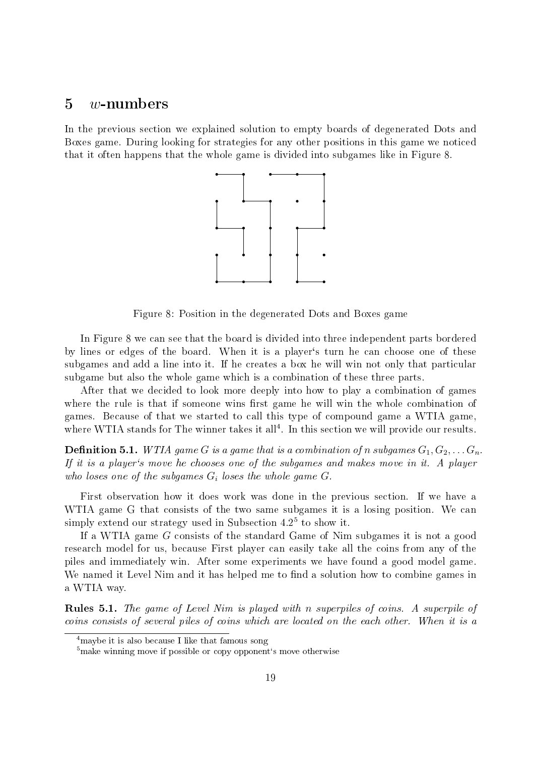# 5 $w$-numbers

In the previous section we explained solution to empty boards of degenerated Dots and Boxes game. During looking for strategies for any other positions in this game we noticed that it often happens that the whole game is divided into subgames like in Figure 8.

Figure 8: Position in the degenerated Dots and Boxes game

In Figure 8 we can see that the board is divided into three independent parts bordered by lines or edges of the board. When it is a player's turn he can choose one of these subgames and add a line into it. If he creates a box he will win not only that particular subgame but also the whole game which is a combination of these three parts.

After that we decided to look more deeply into how to play a combination of games where the rule is that if someone wins first game he will win the whole combination of games. Because of that we started to call this type of compound game a WTIA game, where WTIA stands for The winner takes it all[4]. In this section we will provide our results.

**Definition 5.1.** *WTIA game $G$ is a game that is a combination of $n$ subgames $G_1, G_2, \ldots G_n$. If it is a player's move he chooses one of the subgames and makes move in it. A player who loses one of the subgames $G_i$ loses the whole game $G$.*

First observation how it does work was done in the previous section. If we have a WTIA game G that consists of the two same subgames it is a losing position. We can simply extend our strategy used in Subsection 4.2[5] to show it.

If a WTIA game $G$ consists of the standard Game of Nim subgames it is not a good research model for us, because First player can easily take all the coins from any of the piles and immediately win. After some experiments we have found a good model game. We named it Level Nim and it has helped me to find a solution how to combine games in a WTIA way.

**Rules 5.1.** *The game of Level Nim is played with n superpiles of coins. A superpile of coins consists of several piles of coins which are located on the each other. When it is a*

[4] maybe it is also because I like that famous song

[5] make winning move if possible or copy opponent's move otherwise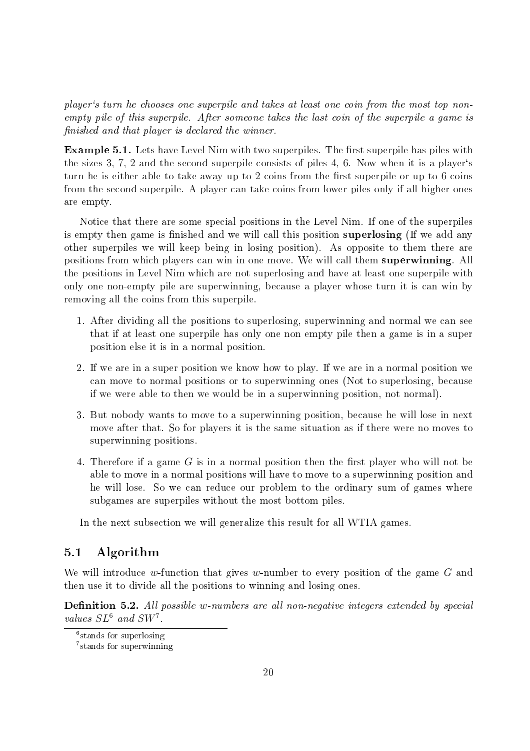*player's turn he chooses one superpile and takes at least one coin from the most top non-empty pile of this superpile. After someone takes the last coin of the superpile a game is finished and that player is declared the winner.*

**Example 5.1.** Lets have Level Nim with two superpiles. The first superpile has piles with the sizes 3, 7, 2 and the second superpile consists of piles 4, 6. Now when it is a player's turn he is either able to take away up to 2 coins from the first superpile or up to 6 coins from the second superpile. A player can take coins from lower piles only if all higher ones are empty.

Notice that there are some special positions in the Level Nim. If one of the superpiles is empty then game is finished and we will call this position **superlosing** (If we add any other superpiles we will keep being in losing position). As opposite to them there are positions from which players can win in one move. We will call them **superwinning**. All the positions in Level Nim which are not superlosing and have at least one superpile with only one non-empty pile are superwinning, because a player whose turn it is can win by removing all the coins from this superpile.

1. After dividing all the positions to superlosing, superwinning and normal we can see that if at least one superpile has only one non empty pile then a game is in a super position else it is in a normal position.
2. If we are in a super position we know how to play. If we are in a normal position we can move to normal positions or to superwinning ones (Not to superlosing, because if we were able to then we would be in a superwinning position, not normal).
3. But nobody wants to move to a superwinning position, because he will lose in next move after that. So for players it is the same situation as if there were no moves to superwinning positions.
4. Therefore if a game $G$ is in a normal position then the first player who will not be able to move in a normal positions will have to move to a superwinning position and he will lose. So we can reduce our problem to the ordinary sum of games where subgames are superpiles without the most bottom piles.

In the next subsection we will generalize this result for all WTIA games.

## 5.1 Algorithm

We will introduce $w$-function that gives $w$-number to every position of the game $G$ and then use it to divide all the positions to winning and losing ones.

**Definition 5.2.** *All possible $w$-numbers are all non-negative integers extended by special values $SL$[6] and $SW$[7].*

[6] stands for superlosing

[7] stands for superwinning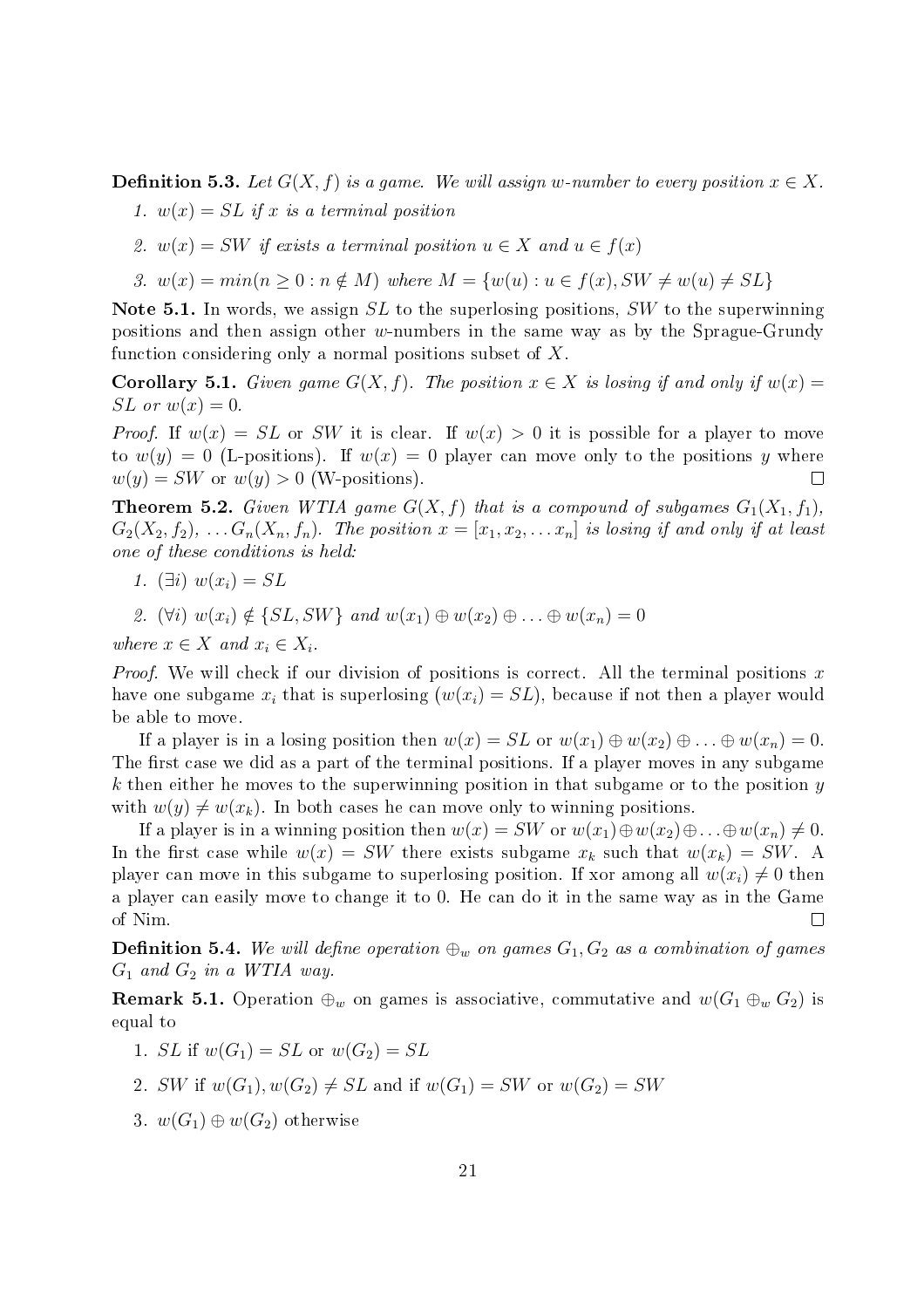**Definition 5.3.** *Let $G(X, f)$ is a game. We will assign w-number to every position $x \in X$.*

1. *$w(x) = SL$ if $x$ is a terminal position*
2. *$w(x) = SW$ if exists a terminal position $u \in X$ and $u \in f(x)$*
3. *$w(x) = min(n \geq 0 : n \notin M)$ where $M = \{w(u) : u \in f(x), SW \neq w(u) \neq SL\}$*

**Note 5.1.** In words, we assign $SL$ to the superlosing positions, $SW$ to the superwinning positions and then assign other $w$-numbers in the same way as by the Sprague-Grundy function considering only a normal positions subset of $X$.

**Corollary 5.1.** *Given game $G(X, f)$. The position $x \in X$ is losing if and only if $w(x) = SL$ or $w(x) = 0$.*

*Proof.* If $w(x) = SL$ or $SW$ it is clear. If $w(x) > 0$ it is possible for a player to move to $w(y) = 0$ (L-positions). If $w(x) = 0$ player can move only to the positions $y$ where $w(y) = SW$ or $w(y) > 0$ (W-positions). $\square$

**Theorem 5.2.** *Given WTIA game $G(X, f)$ that is a compound of subgames $G_1(X_1, f_1)$, $G_2(X_2, f_2)$, $\ldots G_n(X_n, f_n)$. The position $x = [x_1, x_2, \ldots x_n]$ is losing if and only if at least one of these conditions is held:*

1. *$(\exists i)$ $w(x_i) = SL$*
2. *$(\forall i)$ $w(x_i) \notin \{SL, SW\}$ and $w(x_1) \oplus w(x_2) \oplus \ldots \oplus w(x_n) = 0$*

*where $x \in X$ and $x_i \in X_i$.*

*Proof.* We will check if our division of positions is correct. All the terminal positions $x$ have one subgame $x_i$ that is superlosing ($w(x_i) = SL$), because if not then a player would be able to move.

If a player is in a losing position then $w(x) = SL$ or $w(x_1) \oplus w(x_2) \oplus \ldots \oplus w(x_n) = 0$. The first case we did as a part of the terminal positions. If a player moves in any subgame $k$ then either he moves to the superwinning position in that subgame or to the position $y$ with $w(y) \neq w(x_k)$. In both cases he can move only to winning positions.

If a player is in a winning position then $w(x) = SW$ or $w(x_1) \oplus w(x_2) \oplus \ldots \oplus w(x_n) \neq 0$. In the first case while $w(x) = SW$ there exists subgame $x_k$ such that $w(x_k) = SW$. A player can move in this subgame to superlosing position. If xor among all $w(x_i) \neq 0$ then a player can easily move to change it to 0. He can do it in the same way as in the Game of Nim. $\square$

**Definition 5.4.** *We will define operation $\oplus_w$ on games $G_1, G_2$ as a combination of games $G_1$ and $G_2$ in a WTIA way.*

**Remark 5.1.** Operation $\oplus_w$ on games is associative, commutative and $w(G_1 \oplus_w G_2)$ is equal to

1. $SL$ if $w(G_1) = SL$ or $w(G_2) = SL$
2. $SW$ if $w(G_1), w(G_2) \neq SL$ and if $w(G_1) = SW$ or $w(G_2) = SW$
3. $w(G_1) \oplus w(G_2)$ otherwise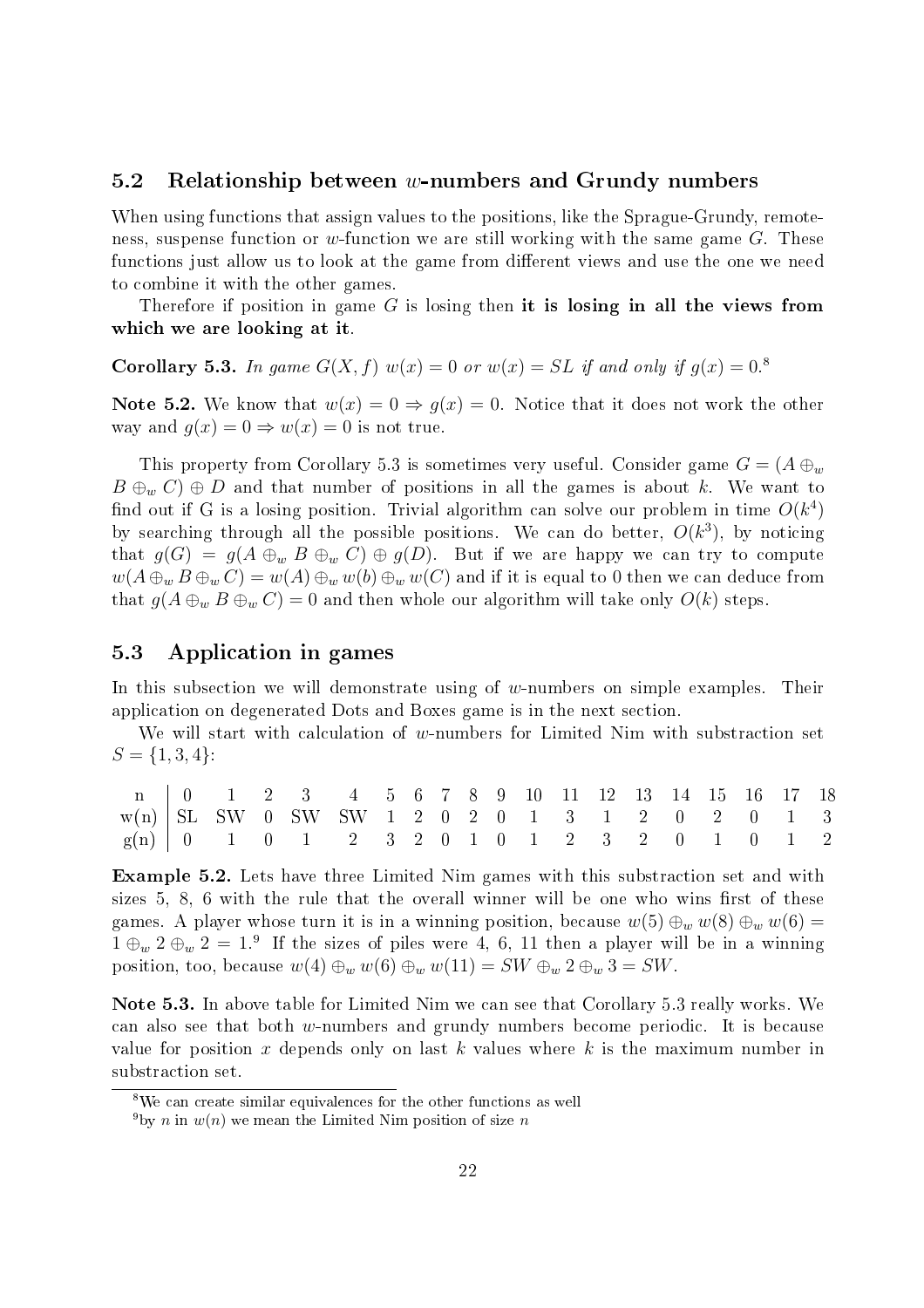## 5.2 Relationship between $w$-numbers and Grundy numbers

When using functions that assign values to the positions, like the Sprague-Grundy, remoteness, suspense function or $w$-function we are still working with the same game $G$. These functions just allow us to look at the game from different views and use the one we need to combine it with the other games.

Therefore if position in game $G$ is losing then **it is losing in all the views from which we are looking at it**.

**Corollary 5.3.** *In game $G(X, f)$ $w(x) = 0$ or $w(x) = SL$ if and only if $g(x) = 0$.*[8]

**Note 5.2.** We know that $w(x) = 0 \Rightarrow g(x) = 0$. Notice that it does not work the other way and $g(x) = 0 \Rightarrow w(x) = 0$ is not true.

This property from Corollary 5.3 is sometimes very useful. Consider game $G = (A \oplus_w B \oplus_w C) \oplus D$ and that number of positions in all the games is about $k$. We want to find out if G is a losing position. Trivial algorithm can solve our problem in time $O(k^4)$ by searching through all the possible positions. We can do better, $O(k^3)$, by noticing that $g(G) = g(A \oplus_w B \oplus_w C) \oplus g(D)$. But if we are happy we can try to compute $w(A \oplus_w B \oplus_w C) = w(A) \oplus_w w(b) \oplus_w w(C)$ and if it is equal to 0 then we can deduce from that $g(A \oplus_w B \oplus_w C) = 0$ and then whole our algorithm will take only $O(k)$ steps.

## 5.3 Application in games

In this subsection we will demonstrate using of $w$-numbers on simple examples. Their application on degenerated Dots and Boxes game is in the next section.

We will start with calculation of $w$-numbers for Limited Nim with substraction set $S = \{1, 3, 4\}$:

| n | 0 | 1 | 2 | 3 | 4 | 5 | 6 | 7 | 8 | 9 | 10 | 11 | 12 | 13 | 14 | 15 | 16 | 17 | 18 |
|---|---|---|---|---|---|---|---|---|---|---|---|---|---|---|---|---|---|---|---|
| w(n) | SL | SW | 0 | SW | SW | 1 | 2 | 0 | 2 | 0 | 1 | 3 | 1 | 2 | 0 | 2 | 0 | 1 | 3 |
| g(n) | 0 | 1 | 0 | 1 | 2 | 3 | 2 | 0 | 1 | 0 | 1 | 2 | 3 | 2 | 0 | 1 | 0 | 1 | 2 |

**Example 5.2.** Lets have three Limited Nim games with this substraction set and with sizes 5, 8, 6 with the rule that the overall winner will be one who wins first of these games. A player whose turn it is in a winning position, because $w(5) \oplus_w w(8) \oplus_w w(6) = 1 \oplus_w 2 \oplus_w 2 = 1$.[9] If the sizes of piles were 4, 6, 11 then a player will be in a winning position, too, because $w(4) \oplus_w w(6) \oplus_w w(11) = SW \oplus_w 2 \oplus_w 3 = SW$.

**Note 5.3.** In above table for Limited Nim we can see that Corollary 5.3 really works. We can also see that both $w$-numbers and grundy numbers become periodic. It is because value for position $x$ depends only on last $k$ values where $k$ is the maximum number in substraction set.

---

[8] We can create similar equivalences for the other functions as well

[9] by $n$ in $w(n)$ we mean the Limited Nim position of size $n$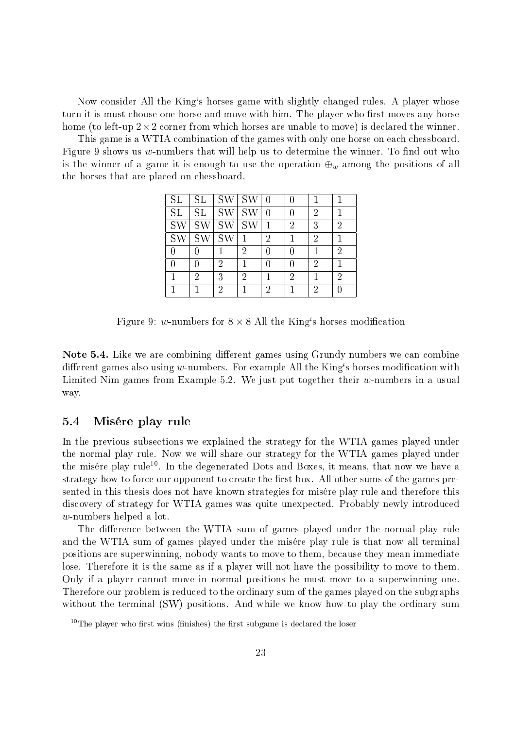Now consider All the King's horses game with slightly changed rules. A player whose turn it is must choose one horse and move with him. The player who first moves any horse home (to left-up $2 \times 2$ corner from which horses are unable to move) is declared the winner.

This game is a WTIA combination of the games with only one horse on each chessboard. Figure 9 shows us $w$-numbers that will help us to determine the winner. To find out who is the winner of a game it is enough to use the operation $\oplus_w$ among the positions of all the horses that are placed on chessboard.

| | | | | | | | |
|---|---|---|---|---|---|---|---|
| SL | SL | SW | SW | 0 | 0 | 1 | 1 |
| SL | SL | SW | SW | 0 | 0 | 2 | 1 |
| SW | SW | SW | SW | 1 | 2 | 3 | 2 |
| SW | SW | SW | 1 | 2 | 1 | 2 | 1 |
| 0 | 0 | 1 | 2 | 0 | 0 | 1 | 2 |
| 0 | 0 | 2 | 1 | 0 | 0 | 2 | 1 |
| 1 | 2 | 3 | 2 | 1 | 2 | 1 | 2 |
| 1 | 1 | 2 | 1 | 2 | 1 | 2 | 0 |

Figure 9: $w$-numbers for $8 \times 8$ All the King's horses modification

**Note 5.4.** Like we are combining different games using Grundy numbers we can combine different games also using $w$-numbers. For example All the King's horses modification with Limited Nim games from Example 5.2. We just put together their $w$-numbers in a usual way.

## 5.4 Misére play rule

In the previous subsections we explained the strategy for the WTIA games played under the normal play rule. Now we will share our strategy for the WTIA games played under the misére play rule[10]. In the degenerated Dots and Boxes, it means, that now we have a strategy how to force our opponent to create the first box. All other sums of the games presented in this thesis does not have known strategies for misére play rule and therefore this discovery of strategy for WTIA games was quite unexpected. Probably newly introduced $w$-numbers helped a lot.

The difference between the WTIA sum of games played under the normal play rule and the WTIA sum of games played under the misére play rule is that now all terminal positions are superwinning, nobody wants to move to them, because they mean immediate lose. Therefore it is the same as if a player will not have the possibility to move to them. Only if a player cannot move in normal positions he must move to a superwinning one. Therefore our problem is reduced to the ordinary sum of the games played on the subgraphs without the terminal (SW) positions. And while we know how to play the ordinary sum

[10] The player who first wins (finishes) the first subgame is declared the loser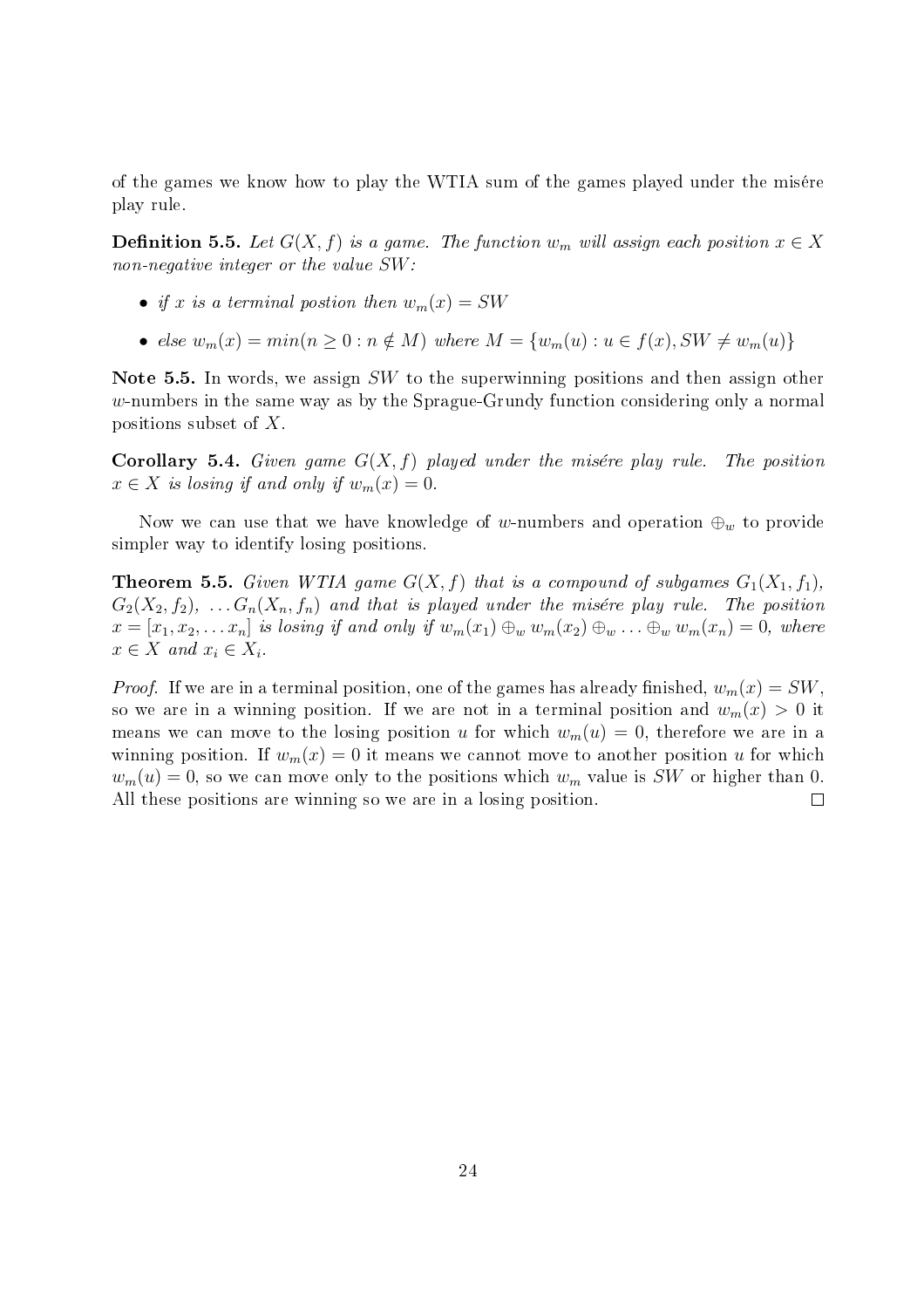of the games we know how to play the WTIA sum of the games played under the misére play rule.

**Definition 5.5.** *Let $G(X, f)$ is a game. The function $w_m$ will assign each position $x \in X$ non-negative integer or the value SW:*

- *if $x$ is a terminal postion then $w_m(x) = SW$*
- *else $w_m(x) = min(n \geq 0 : n \notin M)$ where $M = \{w_m(u) : u \in f(x), SW \neq w_m(u)\}$*

**Note 5.5.** In words, we assign $SW$ to the superwinning positions and then assign other $w$-numbers in the same way as by the Sprague-Grundy function considering only a normal positions subset of $X$.

**Corollary 5.4.** *Given game $G(X, f)$ played under the misére play rule. The position $x \in X$ is losing if and only if $w_m(x) = 0$.*

Now we can use that we have knowledge of $w$-numbers and operation $\oplus_w$ to provide simpler way to identify losing positions.

**Theorem 5.5.** *Given WTIA game $G(X, f)$ that is a compound of subgames $G_1(X_1, f_1)$, $G_2(X_2, f_2)$, $\ldots G_n(X_n, f_n)$ and that is played under the misére play rule. The position $x = [x_1, x_2, \ldots x_n]$ is losing if and only if $w_m(x_1) \oplus_w w_m(x_2) \oplus_w \ldots \oplus_w w_m(x_n) = 0$, where $x \in X$ and $x_i \in X_i$.*

*Proof.* If we are in a terminal position, one of the games has already finished, $w_m(x) = SW$, so we are in a winning position. If we are not in a terminal position and $w_m(x) > 0$ it means we can move to the losing position $u$ for which $w_m(u) = 0$, therefore we are in a winning position. If $w_m(x) = 0$ it means we cannot move to another position $u$ for which $w_m(u) = 0$, so we can move only to the positions which $w_m$ value is $SW$ or higher than 0. All these positions are winning so we are in a losing position. $\square$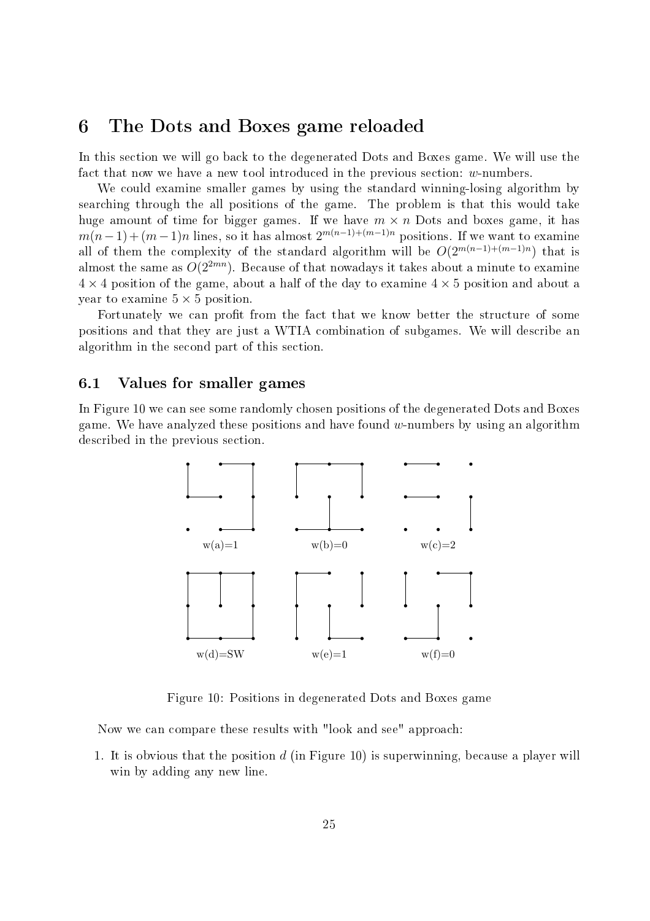# 6 The Dots and Boxes game reloaded

In this section we will go back to the degenerated Dots and Boxes game. We will use the fact that now we have a new tool introduced in the previous section: $w$-numbers.

We could examine smaller games by using the standard winning-losing algorithm by searching through the all positions of the game. The problem is that this would take huge amount of time for bigger games. If we have $m \times n$ Dots and boxes game, it has $m(n-1)+(m-1)n$ lines, so it has almost $2^{m(n-1)+(m-1)n}$ positions. If we want to examine all of them the complexity of the standard algorithm will be $O(2^{m(n-1)+(m-1)n})$ that is almost the same as $O(2^{2mn})$. Because of that nowadays it takes about a minute to examine $4 \times 4$ position of the game, about a half of the day to examine $4 \times 5$ position and about a year to examine $5 \times 5$ position.

Fortunately we can profit from the fact that we know better the structure of some positions and that they are just a WTIA combination of subgames. We will describe an algorithm in the second part of this section.

## 6.1 Values for smaller games

In Figure 10 we can see some randomly chosen positions of the degenerated Dots and Boxes game. We have analyzed these positions and have found $w$-numbers by using an algorithm described in the previous section.

w(a)=1 w(b)=0 w(c)=2

w(d)=SW w(e)=1 w(f)=0

Figure 10: Positions in degenerated Dots and Boxes game

Now we can compare these results with "look and see" approach:

1. It is obvious that the position $d$ (in Figure 10) is superwinning, because a player will win by adding any new line.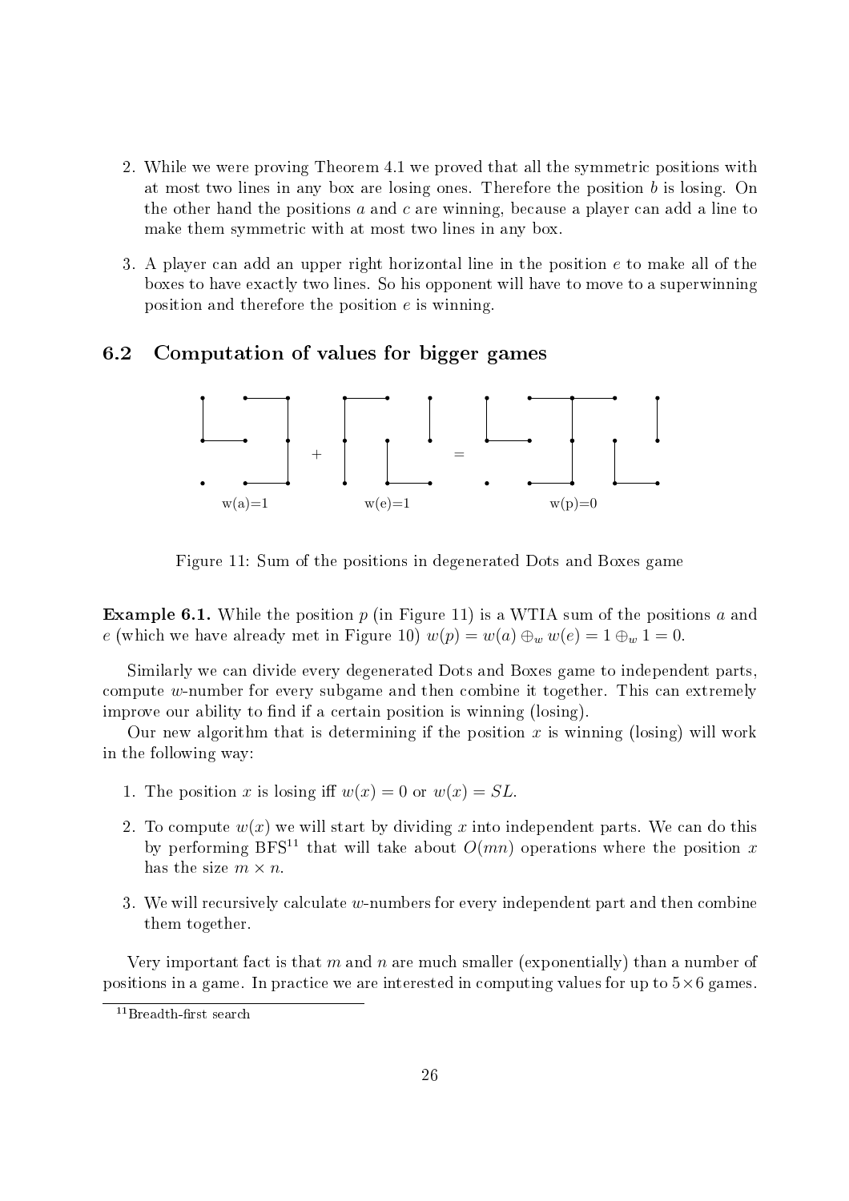2. While we were proving Theorem 4.1 we proved that all the symmetric positions with at most two lines in any box are losing ones. Therefore the position $b$ is losing. On the other hand the positions $a$ and $c$ are winning, because a player can add a line to make them symmetric with at most two lines in any box.

3. A player can add an upper right horizontal line in the position $e$ to make all of the boxes to have exactly two lines. So his opponent will have to move to a superwinning position and therefore the position $e$ is winning.

## 6.2 Computation of values for bigger games

w(a)=1 + w(e)=1 = w(p)=0

Figure 11: Sum of the positions in degenerated Dots and Boxes game

**Example 6.1.** While the position $p$ (in Figure 11) is a WTIA sum of the positions $a$ and $e$ (which we have already met in Figure 10) $w(p) = w(a) \oplus_w w(e) = 1 \oplus_w 1 = 0$.

Similarly we can divide every degenerated Dots and Boxes game to independent parts, compute $w$-number for every subgame and then combine it together. This can extremely improve our ability to find if a certain position is winning (losing).

Our new algorithm that is determining if the position $x$ is winning (losing) will work in the following way:

1. The position $x$ is losing iff $w(x) = 0$ or $w(x) = SL$.

2. To compute $w(x)$ we will start by dividing $x$ into independent parts. We can do this by performing BFS[11] that will take about $O(mn)$ operations where the position $x$ has the size $m \times n$.

3. We will recursively calculate $w$-numbers for every independent part and then combine them together.

Very important fact is that $m$ and $n$ are much smaller (exponentially) than a number of positions in a game. In practice we are interested in computing values for up to $5 \times 6$ games.

[11] Breadth-first search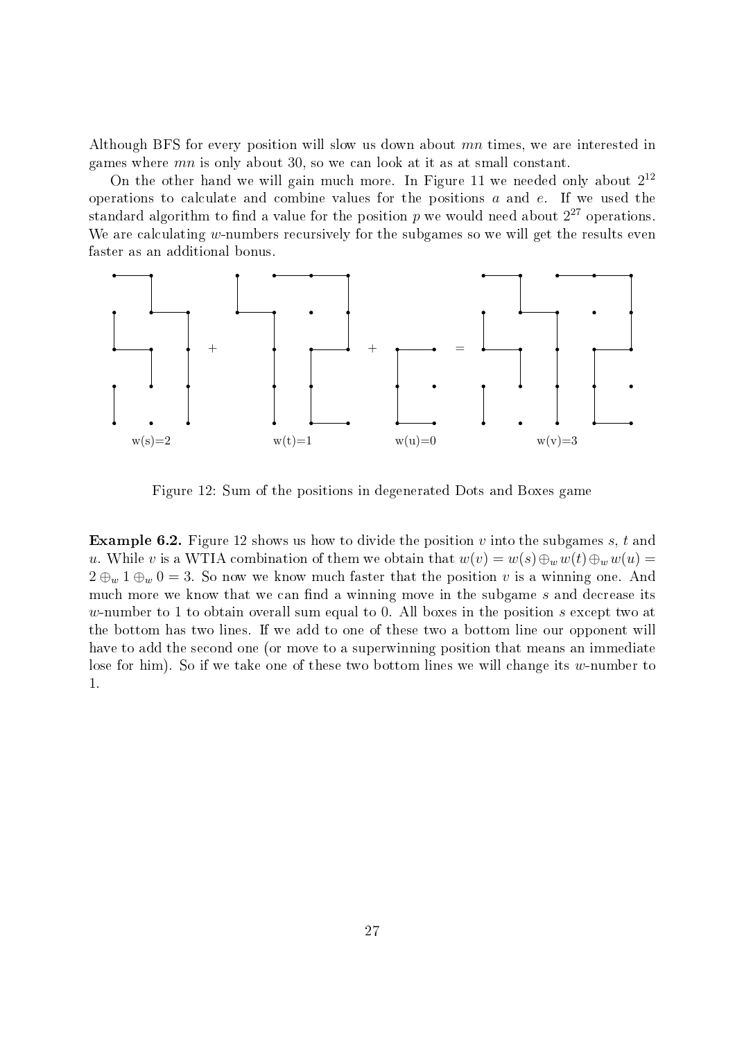Although BFS for every position will slow us down about $mn$ times, we are interested in games where $mn$ is only about 30, so we can look at it as at small constant.

On the other hand we will gain much more. In Figure 11 we needed only about $2^{12}$ operations to calculate and combine values for the positions $a$ and $e$. If we used the standard algorithm to find a value for the position $p$ we would need about $2^{27}$ operations. We are calculating $w$-numbers recursively for the subgames so we will get the results even faster as an additional bonus.

w(s)=2 + w(t)=1 + w(u)=0 = w(v)=3

Figure 12: Sum of the positions in degenerated Dots and Boxes game

**Example 6.2.** Figure 12 shows us how to divide the position $v$ into the subgames $s$, $t$ and $u$. While $v$ is a WTIA combination of them we obtain that $w(v) = w(s) \oplus_w w(t) \oplus_w w(u) = 2 \oplus_w 1 \oplus_w 0 = 3$. So now we know much faster that the position $v$ is a winning one. And much more we know that we can find a winning move in the subgame $s$ and decrease its $w$-number to 1 to obtain overall sum equal to 0. All boxes in the position $s$ except two at the bottom has two lines. If we add to one of these two a bottom line our opponent will have to add the second one (or move to a superwinning position that means an immediate lose for him). So if we take one of these two bottom lines we will change its $w$-number to 1.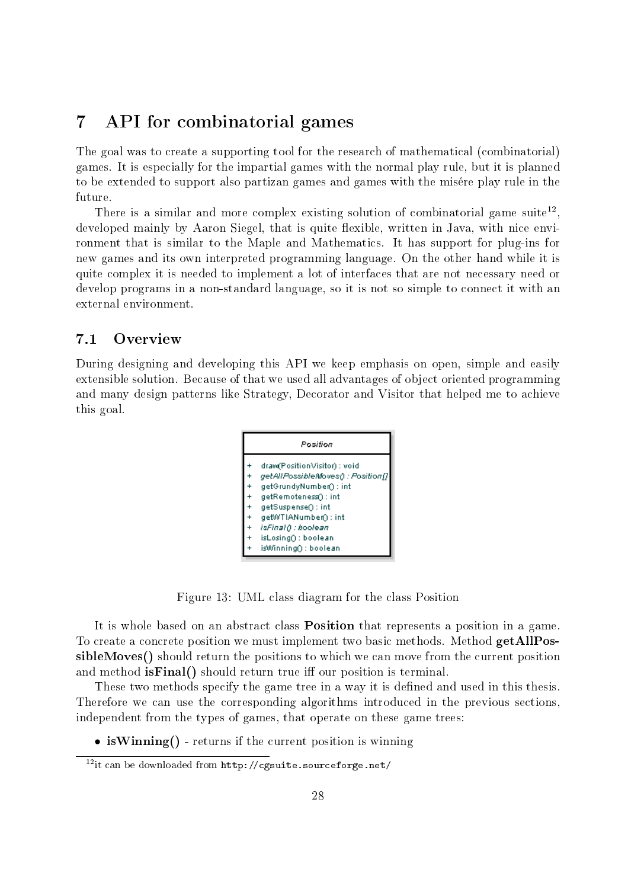# 7 API for combinatorial games

The goal was to create a supporting tool for the research of mathematical (combinatorial) games. It is especially for the impartial games with the normal play rule, but it is planned to be extended to support also partizan games and games with the misére play rule in the future.

There is a similar and more complex existing solution of combinatorial game suite[12], developed mainly by Aaron Siegel, that is quite flexible, written in Java, with nice environment that is similar to the Maple and Mathematics. It has support for plug-ins for new games and its own interpreted programming language. On the other hand while it is quite complex it is needed to implement a lot of interfaces that are not necessary need or develop programs in a non-standard language, so it is not so simple to connect it with an external environment.

## 7.1 Overview

During designing and developing this API we keep emphasis on open, simple and easily extensible solution. Because of that we used all advantages of object oriented programming and many design patterns like Strategy, Decorator and Visitor that helped me to achieve this goal.

```
Position
-----------------------------------------
+ draw(PositionVisitor) : void
+ getAllPossibleMoves() : Position[]
+ getGrundyNumber() : int
+ getRemoteness() : int
+ getSuspense() : int
+ getWTIANumber() : int
+ isFinal() : boolean
+ isLosing() : boolean
+ isWinning() : boolean
```

Figure 13: UML class diagram for the class Position

It is whole based on an abstract class **Position** that represents a position in a game. To create a concrete position we must implement two basic methods. Method **getAllPossibleMoves()** should return the positions to which we can move from the current position and method **isFinal()** should return true iff our position is terminal.

These two methods specify the game tree in a way it is defined and used in this thesis. Therefore we can use the corresponding algorithms introduced in the previous sections, independent from the types of games, that operate on these game trees:

- **isWinning()** - returns if the current position is winning

[12]it can be downloaded from http://cgsuite.sourceforge.net/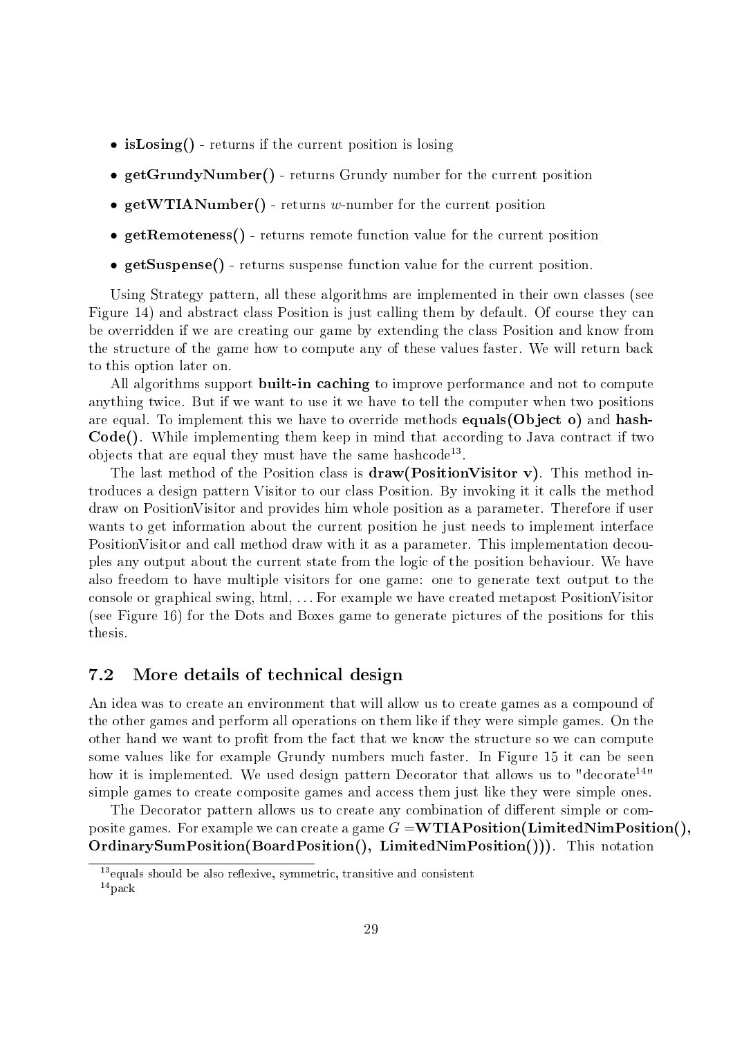- **isLosing()** - returns if the current position is losing
- **getGrundyNumber()** - returns Grundy number for the current position
- **getWTIANumber()** - returns $w$-number for the current position
- **getRemoteness()** - returns remote function value for the current position
- **getSuspense()** - returns suspense function value for the current position.

Using Strategy pattern, all these algorithms are implemented in their own classes (see Figure 14) and abstract class Position is just calling them by default. Of course they can be overridden if we are creating our game by extending the class Position and know from the structure of the game how to compute any of these values faster. We will return back to this option later on.

All algorithms support **built-in caching** to improve performance and not to compute anything twice. But if we want to use it we have to tell the computer when two positions are equal. To implement this we have to override methods **equals(Object o)** and **hashCode()**. While implementing them keep in mind that according to Java contract if two objects that are equal they must have the same hashcode[13].

The last method of the Position class is **draw(PositionVisitor v)**. This method introduces a design pattern Visitor to our class Position. By invoking it it calls the method draw on PositionVisitor and provides him whole position as a parameter. Therefore if user wants to get information about the current position he just needs to implement interface PositionVisitor and call method draw with it as a parameter. This implementation decouples any output about the current state from the logic of the position behaviour. We have also freedom to have multiple visitors for one game: one to generate text output to the console or graphical swing, html, ... For example we have created metapost PositionVisitor (see Figure 16) for the Dots and Boxes game to generate pictures of the positions for this thesis.

## 7.2 More details of technical design

An idea was to create an environment that will allow us to create games as a compound of the other games and perform all operations on them like if they were simple games. On the other hand we want to profit from the fact that we know the structure so we can compute some values like for example Grundy numbers much faster. In Figure 15 it can be seen how it is implemented. We used design pattern Decorator that allows us to "decorate[14]" simple games to create composite games and access them just like they were simple ones.

The Decorator pattern allows us to create any combination of different simple or composite games. For example we can create a game $G =$ **WTIAPosition(LimitedNimPosition(), OrdinarySumPosition(BoardPosition(), LimitedNimPosition()))**. This notation

[13] equals should be also reflexive, symmetric, transitive and consistent

[14] pack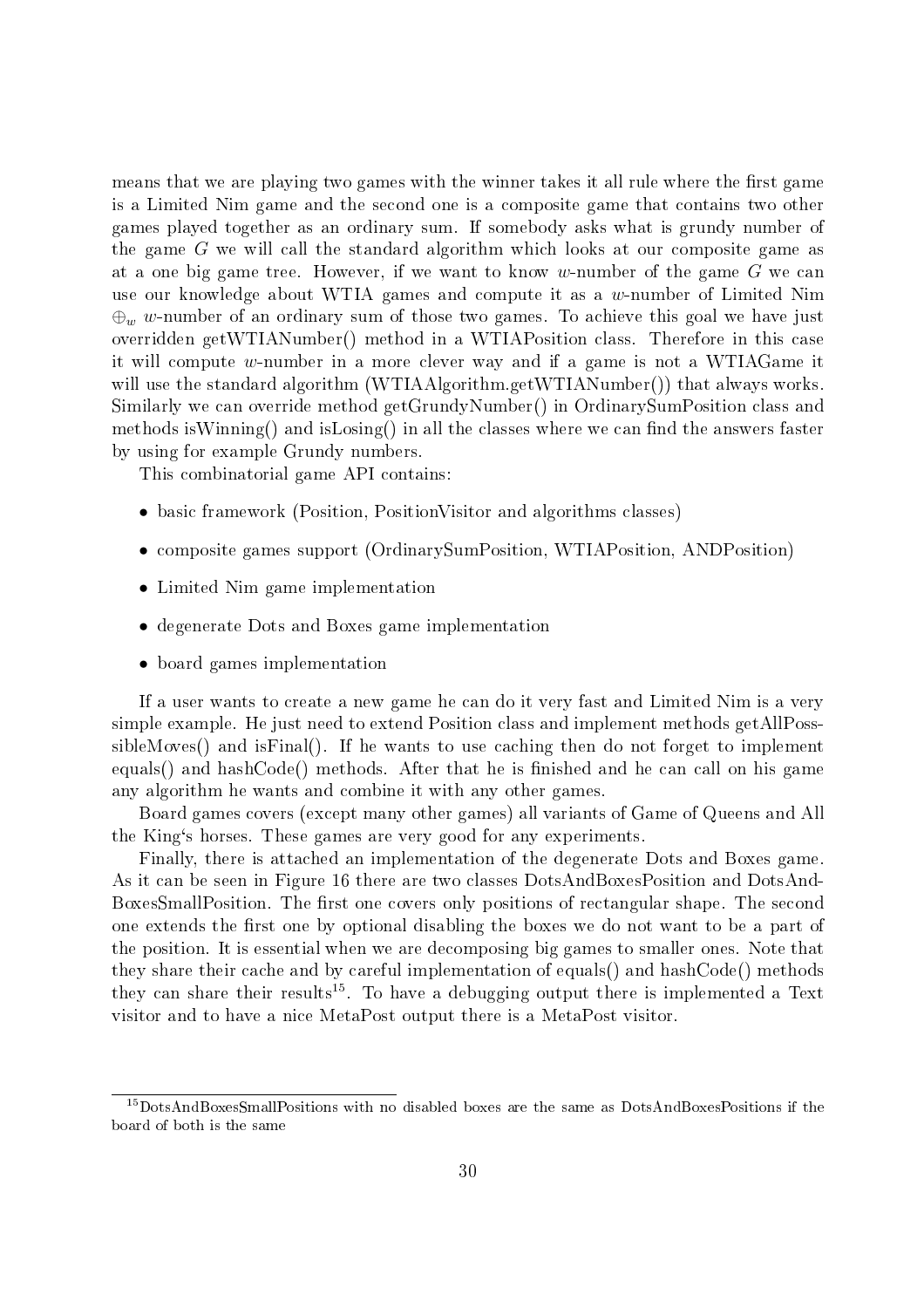means that we are playing two games with the winner takes it all rule where the first game is a Limited Nim game and the second one is a composite game that contains two other games played together as an ordinary sum. If somebody asks what is grundy number of the game $G$ we will call the standard algorithm which looks at our composite game as at a one big game tree. However, if we want to know $w$-number of the game $G$ we can use our knowledge about WTIA games and compute it as a $w$-number of Limited Nim $\oplus_w$ $w$-number of an ordinary sum of those two games. To achieve this goal we have just overridden getWTIANumber() method in a WTIAPosition class. Therefore in this case it will compute $w$-number in a more clever way and if a game is not a WTIAGame it will use the standard algorithm (WTIAAlgorithm.getWTIANumber()) that always works. Similarly we can override method getGrundyNumber() in OrdinarySumPosition class and methods isWinning() and isLosing() in all the classes where we can find the answers faster by using for example Grundy numbers.

This combinatorial game API contains:

- basic framework (Position, PositionVisitor and algorithms classes)
- composite games support (OrdinarySumPosition, WTIAPosition, ANDPosition)
- Limited Nim game implementation
- degenerate Dots and Boxes game implementation
- board games implementation

If a user wants to create a new game he can do it very fast and Limited Nim is a very simple example. He just need to extend Position class and implement methods getAllPossibleMoves() and isFinal(). If he wants to use caching then do not forget to implement equals() and hashCode() methods. After that he is finished and he can call on his game any algorithm he wants and combine it with any other games.

Board games covers (except many other games) all variants of Game of Queens and All the King's horses. These games are very good for any experiments.

Finally, there is attached an implementation of the degenerate Dots and Boxes game. As it can be seen in Figure 16 there are two classes DotsAndBoxesPosition and DotsAndBoxesSmallPosition. The first one covers only positions of rectangular shape. The second one extends the first one by optional disabling the boxes we do not want to be a part of the position. It is essential when we are decomposing big games to smaller ones. Note that they share their cache and by careful implementation of equals() and hashCode() methods they can share their results[15]. To have a debugging output there is implemented a Text visitor and to have a nice MetaPost output there is a MetaPost visitor.

[15] DotsAndBoxesSmallPositions with no disabled boxes are the same as DotsAndBoxesPositions if the board of both is the same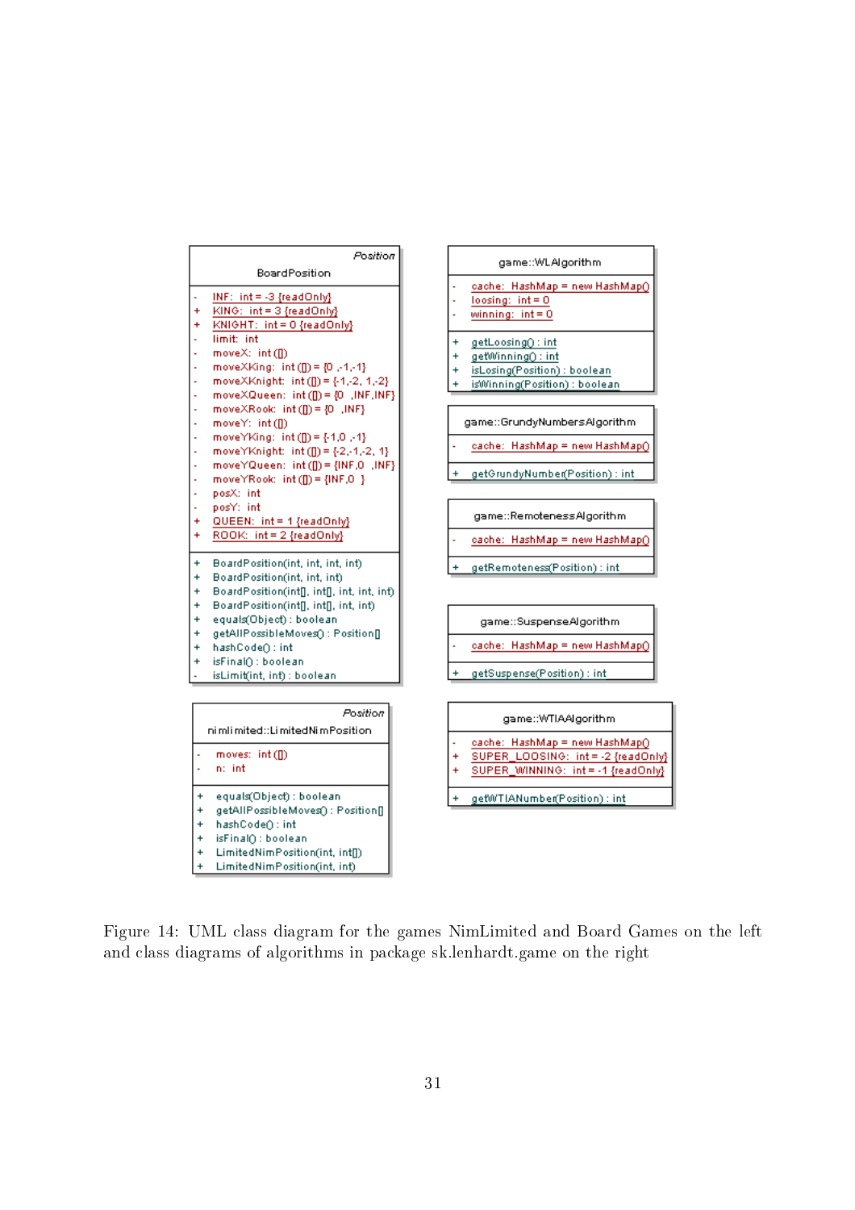```
Position
BoardPosition
---------------------------------------------
-  INF:  int = -3 {readOnly}
+  KING:  int = 3 {readOnly}
+  KNIGHT:  int = 0 {readOnly}
-  limit:  int
-  moveX:  int ([])
-  moveXKing:  int ([]) = {0 ,-1,-1}
-  moveXKnight:  int ([]) = {-1,-2, 1,-2}
-  moveXQueen:  int ([]) = {0  ,INF,INF}
-  moveXRook:  int ([]) = {0  ,INF}
-  moveY:  int ([])
-  moveYKing:  int ([]) = {-1,0 ,-1}
-  moveYKnight:  int ([]) = {-2,-1,-2, 1}
-  moveYQueen:  int ([]) = {INF,0  ,INF}
-  moveYRook:  int ([]) = {INF,0  }
-  posX:  int
-  posY:  int
+  QUEEN:  int = 1 {readOnly}
+  ROOK:  int = 2 {readOnly}
---------------------------------------------
+  BoardPosition(int, int, int, int)
+  BoardPosition(int, int, int)
+  BoardPosition(int[], int[], int, int, int)
+  BoardPosition(int[], int[], int, int)
+  equals(Object) : boolean
+  getAllPossibleMoves() : Position[]
+  hashCode() : int
+  isFinal() : boolean
-  isLimit(int, int) : boolean
```

```
Position
nimlimited::LimitedNimPosition
---------------------------------------------
-  moves:  int ([])
-  n:  int
---------------------------------------------
+  equals(Object) : boolean
+  getAllPossibleMoves() : Position[]
+  hashCode() : int
+  isFinal() : boolean
+  LimitedNimPosition(int, int[])
+  LimitedNimPosition(int, int)
```

```
game::WLAlgorithm
---------------------------------------------
-  cache:  HashMap = new HashMap()
-  loosing:  int = 0
-  winning:  int = 0
---------------------------------------------
+  getLoosing() : int
+  getWinning() : int
+  isLosing(Position) : boolean
+  isWinning(Position) : boolean
```

```
game::GrundyNumbersAlgorithm
---------------------------------------------
-  cache:  HashMap = new HashMap()
---------------------------------------------
+  getGrundyNumber(Position) : int
```

```
game::RemotenessAlgorithm
---------------------------------------------
-  cache:  HashMap = new HashMap()
---------------------------------------------
+  getRemoteness(Position) : int
```

```
game::SuspenseAlgorithm
---------------------------------------------
-  cache:  HashMap = new HashMap()
---------------------------------------------
+  getSuspense(Position) : int
```

```
game::WTIAAlgorithm
---------------------------------------------
-  cache:  HashMap = new HashMap()
+  SUPER_LOOSING:  int = -2 {readOnly}
+  SUPER_WINNING:  int = -1 {readOnly}
---------------------------------------------
+  getWTIANumber(Position) : int
```

Figure 14: UML class diagram for the games NimLimited and Board Games on the left and class diagrams of algorithms in package sk.lenhardt.game on the right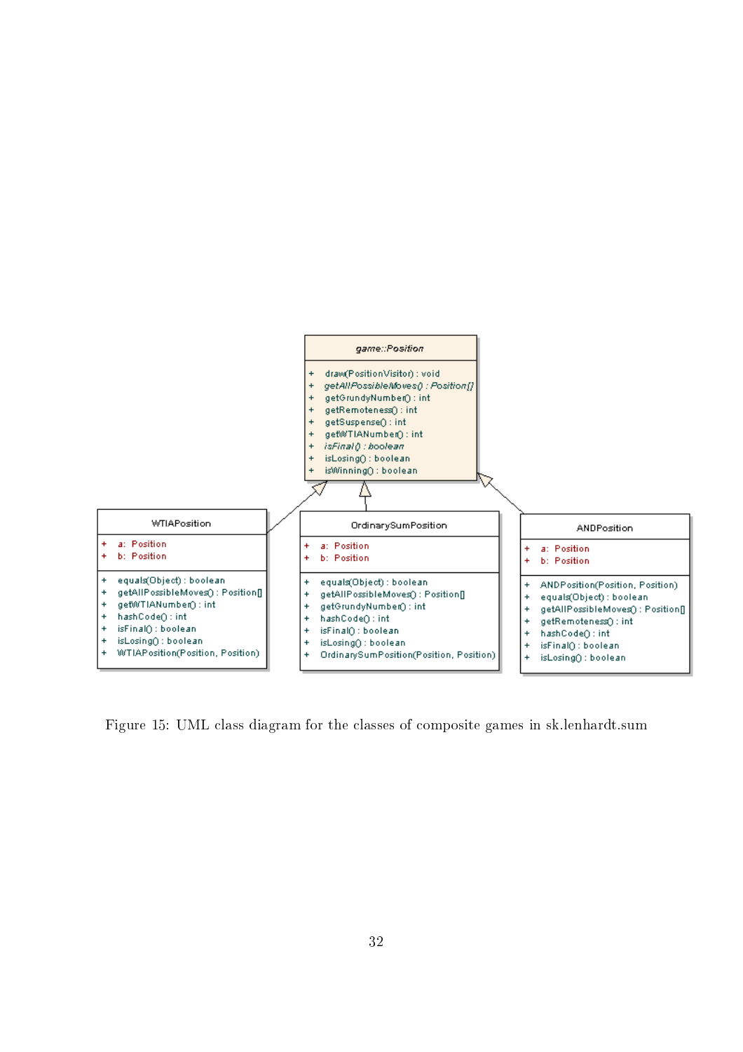**game::Position**

- + draw(PositionVisitor) : void
- + *getAllPossibleMoves() : Position[]*
- + getGrundyNumber() : int
- + getRemoteness() : int
- + getSuspense() : int
- + getWTIANumber() : int
- + *isFinal() : boolean*
- + isLosing() : boolean
- + isWinning() : boolean

**WTIAPosition**

- + a: Position
- + b: Position

- + equals(Object) : boolean
- + getAllPossibleMoves() : Position[]
- + getWTIANumber() : int
- + hashCode() : int
- + isFinal() : boolean
- + isLosing() : boolean
- + WTIAPosition(Position, Position)

**OrdinarySumPosition**

- + a: Position
- + b: Position

- + equals(Object) : boolean
- + getAllPossibleMoves() : Position[]
- + getGrundyNumber() : int
- + hashCode() : int
- + isFinal() : boolean
- + isLosing() : boolean
- + OrdinarySumPosition(Position, Position)

**ANDPosition**

- + a: Position
- + b: Position

- + ANDPosition(Position, Position)
- + equals(Object) : boolean
- + getAllPossibleMoves() : Position[]
- + getRemoteness() : int
- + hashCode() : int
- + isFinal() : boolean
- + isLosing() : boolean

Figure 15: UML class diagram for the classes of composite games in sk.lenhardt.sum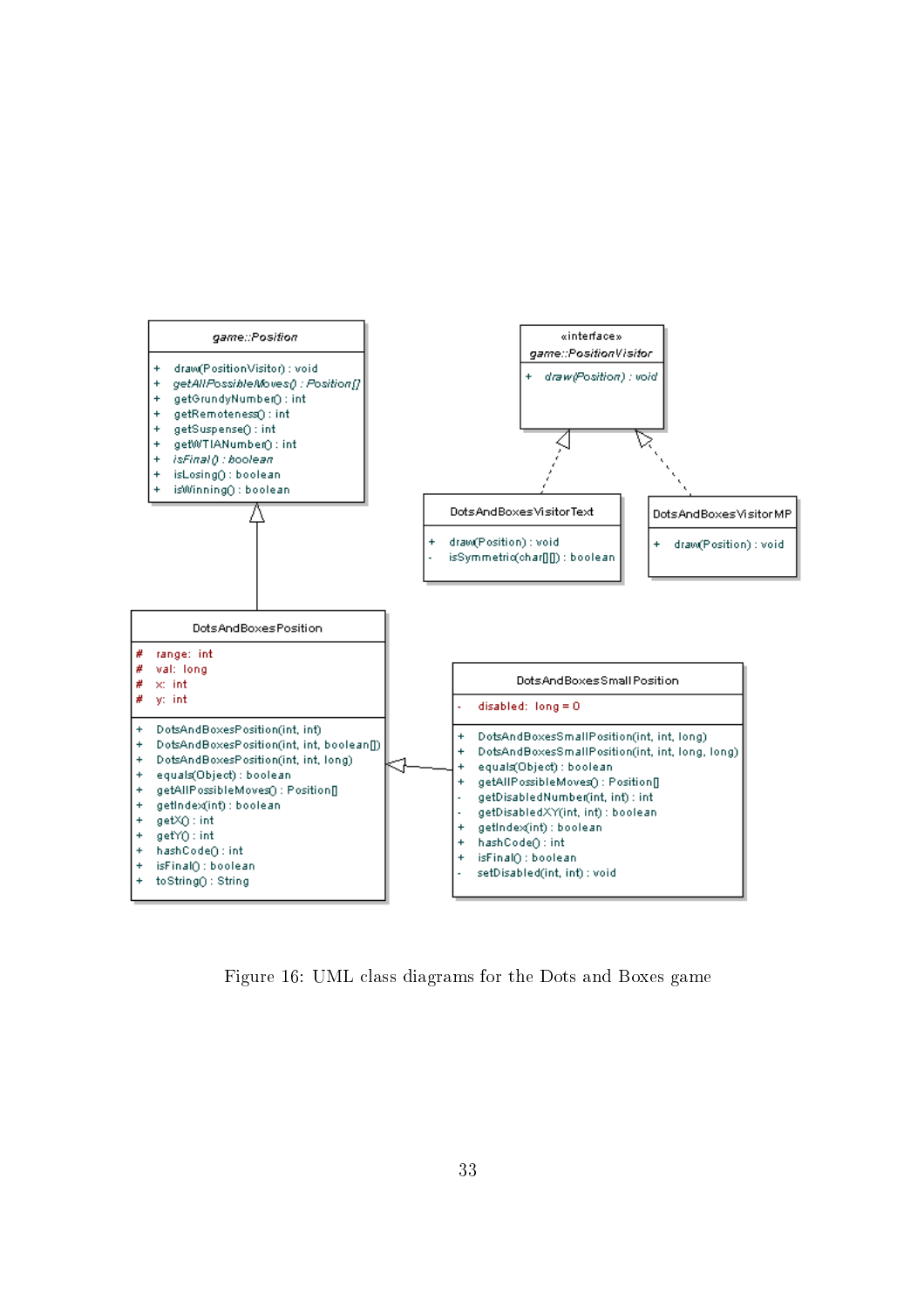| game::Position |
| --- |
| + draw(PositionVisitor) : void |
| + *getAllPossibleMoves() : Position[]* |
| + getGrundyNumber() : int |
| + getRemoteness() : int |
| + getSuspense() : int |
| + getWTIANumber() : int |
| + *isFinal() : boolean* |
| + isLosing() : boolean |
| + isWinning() : boolean |

| «interface» game::PositionVisitor |
| --- |
| + *draw(Position) : void* |

| DotsAndBoxesVisitorText |
| --- |
| + draw(Position) : void |
| - isSymmetric(char[][]) : boolean |

| DotsAndBoxesVisitorMP |
| --- |
| + draw(Position) : void |

| DotsAndBoxesPosition |
| --- |
| # range: int |
| # val: long |
| # x: int |
| # y: int |
| + DotsAndBoxesPosition(int, int) |
| + DotsAndBoxesPosition(int, int, boolean[]) |
| + DotsAndBoxesPosition(int, int, long) |
| + equals(Object) : boolean |
| + getAllPossibleMoves() : Position[] |
| + getIndex(int) : boolean |
| + getX() : int |
| + getY() : int |
| + hashCode() : int |
| + isFinal() : boolean |
| + toString() : String |

| DotsAndBoxesSmallPosition |
| --- |
| - disabled: long = 0 |
| + DotsAndBoxesSmallPosition(int, int, long) |
| + DotsAndBoxesSmallPosition(int, int, long, long) |
| + equals(Object) : boolean |
| + getAllPossibleMoves() : Position[] |
| - getDisabledNumber(int, int) : int |
| - getDisabledXY(int, int) : boolean |
| - getIndex(int) : boolean |
| + hashCode() : int |
| + isFinal() : boolean |
| - setDisabled(int, int) : void |

Figure 16: UML class diagrams for the Dots and Boxes game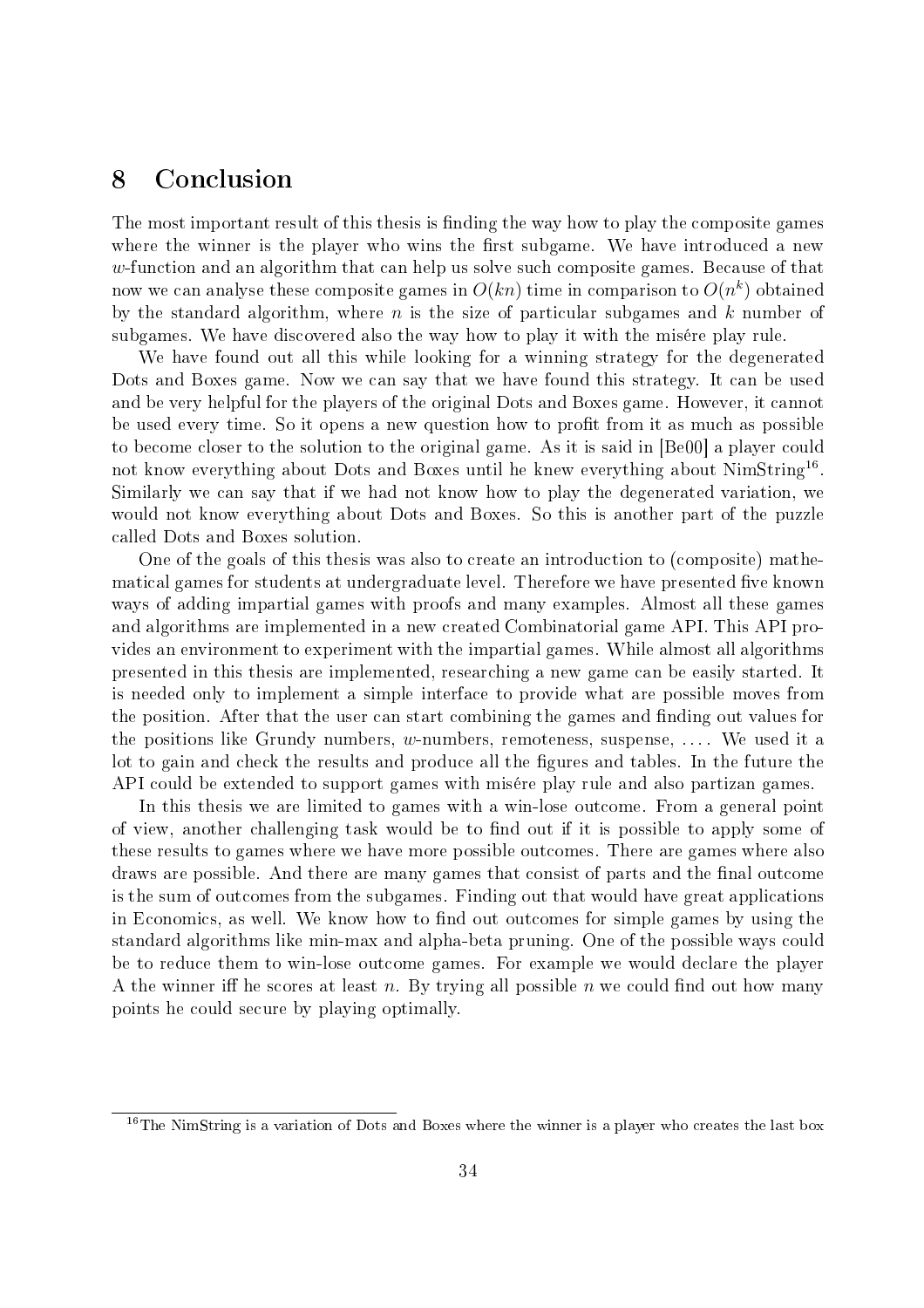# 8 Conclusion

The most important result of this thesis is finding the way how to play the composite games where the winner is the player who wins the first subgame. We have introduced a new $w$-function and an algorithm that can help us solve such composite games. Because of that now we can analyse these composite games in $O(kn)$ time in comparison to $O(n^k)$ obtained by the standard algorithm, where $n$ is the size of particular subgames and $k$ number of subgames. We have discovered also the way how to play it with the misére play rule.

We have found out all this while looking for a winning strategy for the degenerated Dots and Boxes game. Now we can say that we have found this strategy. It can be used and be very helpful for the players of the original Dots and Boxes game. However, it cannot be used every time. So it opens a new question how to profit from it as much as possible to become closer to the solution to the original game. As it is said in [Be00] a player could not know everything about Dots and Boxes until he knew everything about NimString[16]. Similarly we can say that if we had not know how to play the degenerated variation, we would not know everything about Dots and Boxes. So this is another part of the puzzle called Dots and Boxes solution.

One of the goals of this thesis was also to create an introduction to (composite) mathematical games for students at undergraduate level. Therefore we have presented five known ways of adding impartial games with proofs and many examples. Almost all these games and algorithms are implemented in a new created Combinatorial game API. This API provides an environment to experiment with the impartial games. While almost all algorithms presented in this thesis are implemented, researching a new game can be easily started. It is needed only to implement a simple interface to provide what are possible moves from the position. After that the user can start combining the games and finding out values for the positions like Grundy numbers, $w$-numbers, remoteness, suspense, .... We used it a lot to gain and check the results and produce all the figures and tables. In the future the API could be extended to support games with misére play rule and also partizan games.

In this thesis we are limited to games with a win-lose outcome. From a general point of view, another challenging task would be to find out if it is possible to apply some of these results to games where we have more possible outcomes. There are games where also draws are possible. And there are many games that consist of parts and the final outcome is the sum of outcomes from the subgames. Finding out that would have great applications in Economics, as well. We know how to find out outcomes for simple games by using the standard algorithms like min-max and alpha-beta pruning. One of the possible ways could be to reduce them to win-lose outcome games. For example we would declare the player A the winner iff he scores at least $n$. By trying all possible $n$ we could find out how many points he could secure by playing optimally.

[16] The NimString is a variation of Dots and Boxes where the winner is a player who creates the last box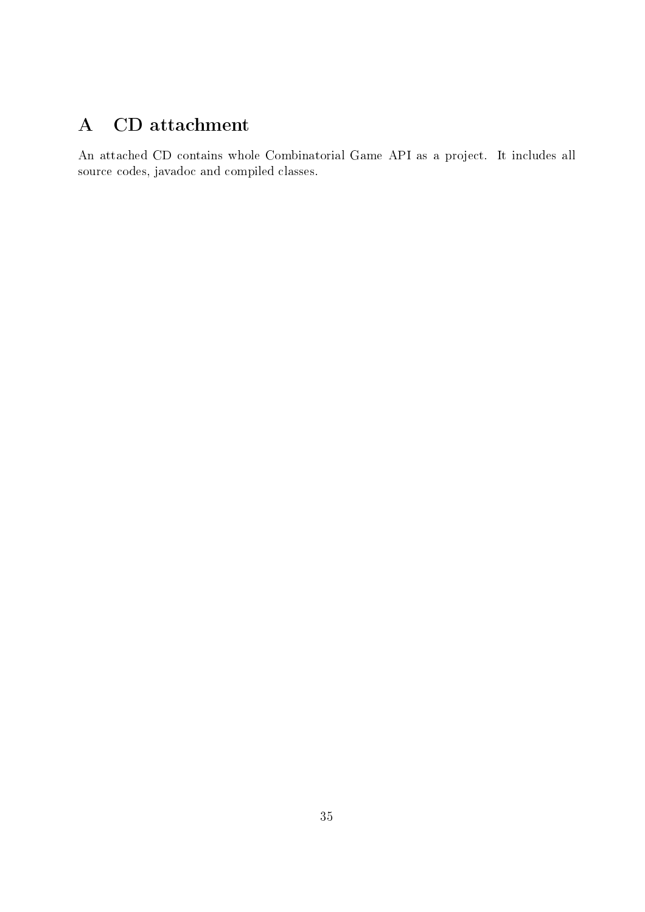# A CD attachment

An attached CD contains whole Combinatorial Game API as a project. It includes all source codes, javadoc and compiled classes.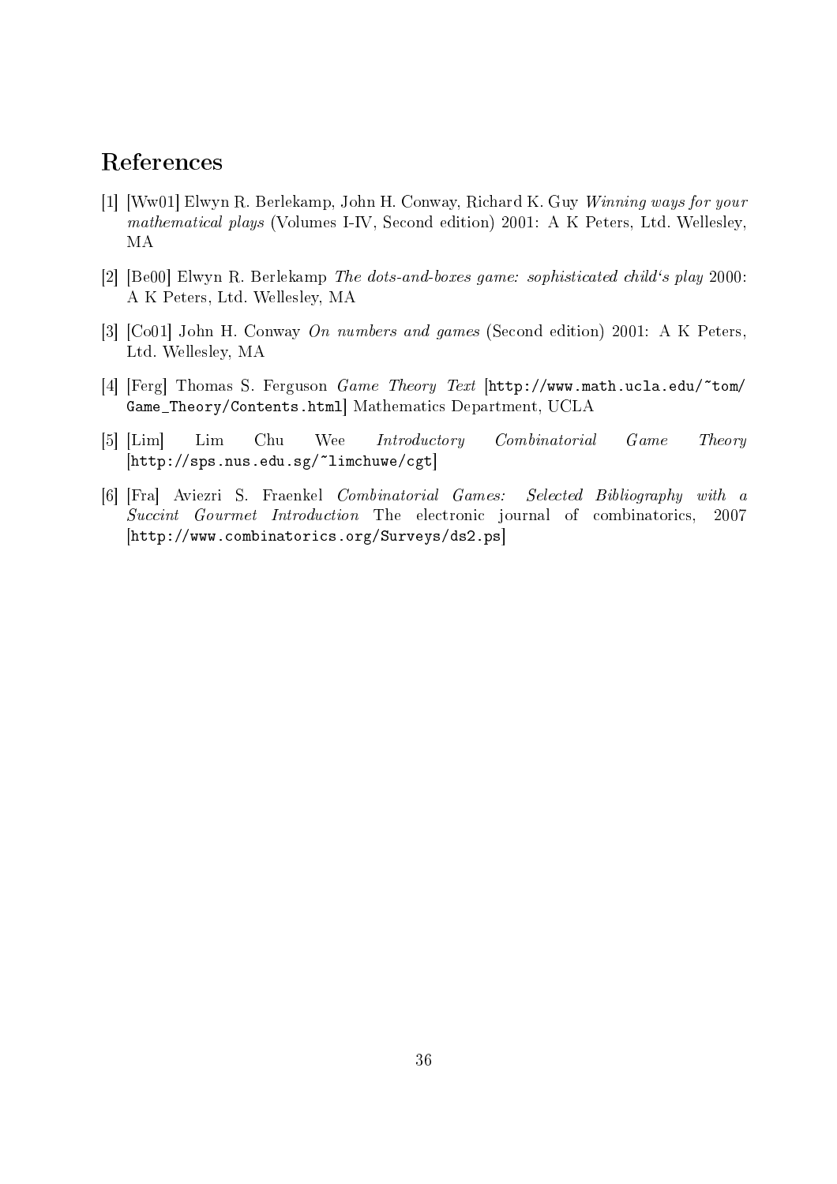# References

[1] [Ww01] Elwyn R. Berlekamp, John H. Conway, Richard K. Guy *Winning ways for your mathematical plays* (Volumes I-IV, Second edition) 2001: A K Peters, Ltd. Wellesley, MA

[2] [Be00] Elwyn R. Berlekamp *The dots-and-boxes game: sophisticated child's play* 2000: A K Peters, Ltd. Wellesley, MA

[3] [Co01] John H. Conway *On numbers and games* (Second edition) 2001: A K Peters, Ltd. Wellesley, MA

[4] [Ferg] Thomas S. Ferguson *Game Theory Text* [http://www.math.ucla.edu/~tom/Game_Theory/Contents.html] Mathematics Department, UCLA

[5] [Lim] Lim Chu Wee *Introductory Combinatorial Game Theory* [http://sps.nus.edu.sg/~limchuwe/cgt]

[6] [Fra] Aviezri S. Fraenkel *Combinatorial Games: Selected Bibliography with a Succint Gourmet Introduction* The electronic journal of combinatorics, 2007 [http://www.combinatorics.org/Surveys/ds2.ps]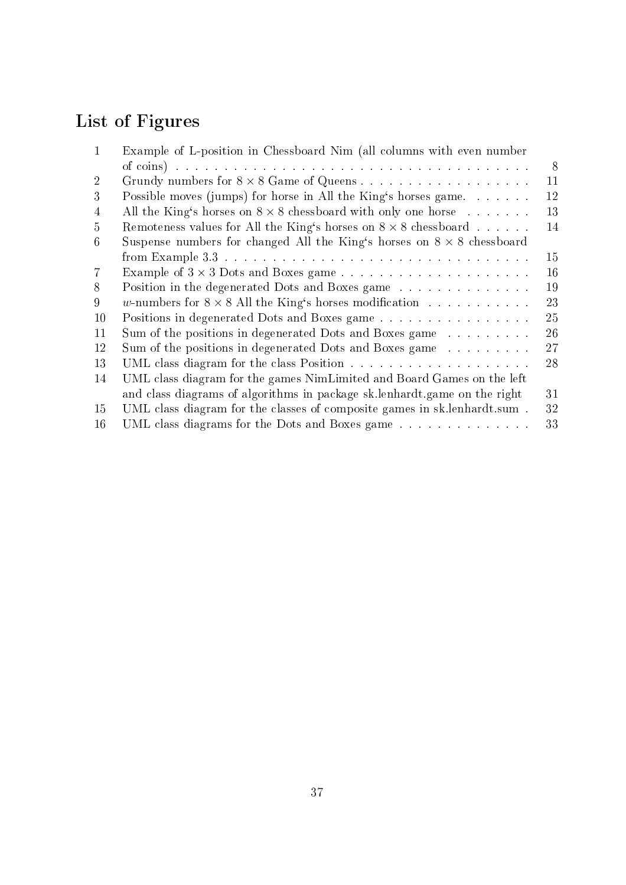# List of Figures

| | | |
|---|---|---|
| 1 | Example of L-position in Chessboard Nim (all columns with even number of coins) | 8 |
| 2 | Grundy numbers for $8 \times 8$ Game of Queens | 11 |
| 3 | Possible moves (jumps) for horse in All the King's horses game. | 12 |
| 4 | All the King's horses on $8 \times 8$ chessboard with only one horse | 13 |
| 5 | Remoteness values for All the King's horses on $8 \times 8$ chessboard | 14 |
| 6 | Suspense numbers for changed All the King's horses on $8 \times 8$ chessboard from Example 3.3 | 15 |
| 7 | Example of $3 \times 3$ Dots and Boxes game | 16 |
| 8 | Position in the degenerated Dots and Boxes game | 19 |
| 9 | $w$-numbers for $8 \times 8$ All the King's horses modification | 23 |
| 10 | Positions in degenerated Dots and Boxes game | 25 |
| 11 | Sum of the positions in degenerated Dots and Boxes game | 26 |
| 12 | Sum of the positions in degenerated Dots and Boxes game | 27 |
| 13 | UML class diagram for the class Position | 28 |
| 14 | UML class diagram for the games NimLimited and Board Games on the left and class diagrams of algorithms in package sk.lenhardt.game on the right | 31 |
| 15 | UML class diagram for the classes of composite games in sk.lenhardt.sum | 32 |
| 16 | UML class diagrams for the Dots and Boxes game | 33 |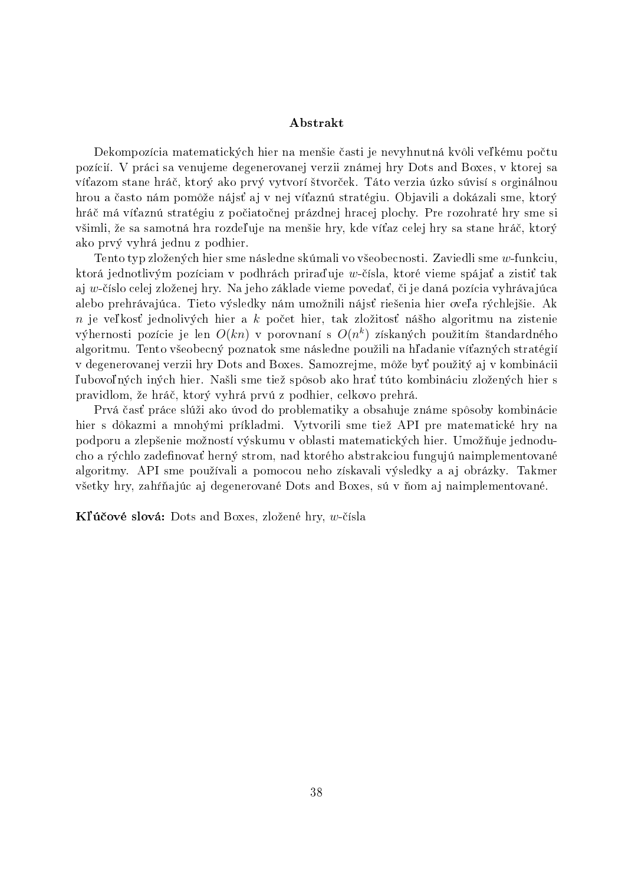## Abstrakt

Dekompozícia matematických hier na menšie časti je nevyhnutná kvôli veľkému počtu pozícií. V práci sa venujeme degenerovanej verzii známej hry Dots and Boxes, v ktorej sa víťazom stane hráč, ktorý ako prvý vytvorí štvorček. Táto verzia úzko súvisí s orginálnou hrou a často nám pomôže nájsť aj v nej víťaznú stratégiu. Objavili a dokázali sme, ktorý hráč má víťaznú stratégiu z počiatočnej prázdnej hracej plochy. Pre rozohraté hry sme si všimli, že sa samotná hra rozdeľuje na menšie hry, kde víťaz celej hry sa stane hráč, ktorý ako prvý vyhrá jednu z podhier.

Tento typ zložených hier sme následne skúmali vo všeobecnosti. Zaviedli sme $w$-funkciu, ktorá jednotlivým pozíciam v podhrách priraďuje $w$-čísla, ktoré vieme spájať a zistiť tak aj $w$-číslo celej zloženej hry. Na jeho základe vieme povedať, či je daná pozícia vyhrávajúca alebo prehrávajúca. Tieto výsledky nám umožnili nájsť riešenia hier oveľa rýchlejšie. Ak $n$ je veľkosť jednolivých hier a $k$ počet hier, tak zložitosť nášho algoritmu na zistenie výhernosti pozície je len $O(kn)$ v porovnaní s $O(n^k)$ získaných použitím štandardného algoritmu. Tento všeobecný poznatok sme následne použili na hľadanie víťazných stratégií v degenerovanej verzii hry Dots and Boxes. Samozrejme, môže byť použitý aj v kombinácii ľubovoľných iných hier. Našli sme tiež spôsob ako hrať túto kombináciu zložených hier s pravidlom, že hráč, ktorý vyhrá prvú z podhier, celkovo prehrá.

Prvá časť práce slúži ako úvod do problematiky a obsahuje známe spôsoby kombinácie hier s dôkazmi a mnohými príkladmi. Vytvorili sme tiež API pre matematické hry na podporu a zlepšenie možností výskumu v oblasti matematických hier. Umožňuje jednoducho a rýchlo zadefinovať herný strom, nad ktorého abstrakciou fungujú naimplementované algoritmy. API sme používali a pomocou neho získavali výsledky a aj obrázky. Takmer všetky hry, zahŕňajúc aj degenerované Dots and Boxes, sú v ňom aj naimplementované.

**Kľúčové slová:** Dots and Boxes, zložené hry, $w$-čísla